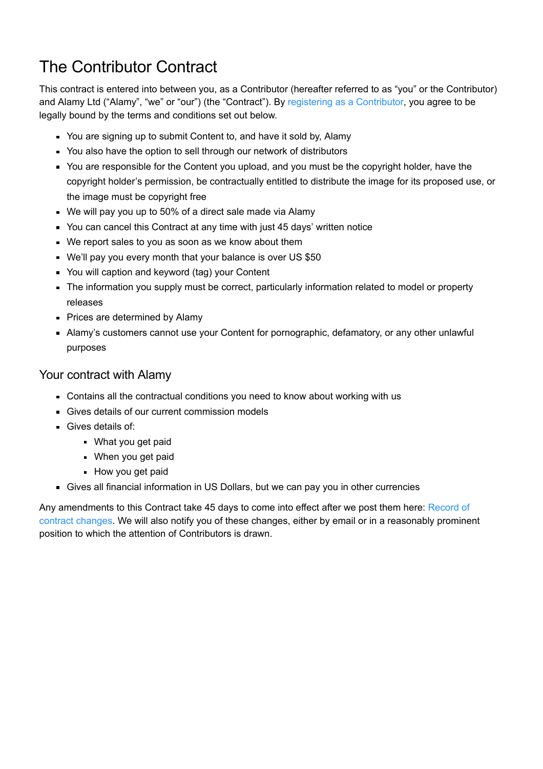# The Contributor Contract

This contract is entered into between you, as a Contributor (hereafter referred to as "you" or the Contributor) and Alamy Ltd ("Alamy", "we" or "our") (the "Contract"). By registering as a Contributor, you agree to be legally bound by the terms and conditions set out below.

- You are signing up to submit Content to, and have it sold by, Alamy
- You also have the option to sell through our network of distributors
- You are responsible for the Content you upload, and you must be the copyright holder, have the copyright holder's permission, be contractually entitled to distribute the image for its proposed use, or the image must be copyright free
- We will pay you up to 50% of a direct sale made via Alamy
- You can cancel this Contract at any time with just 45 days' written notice
- We report sales to you as soon as we know about them
- We'll pay you every month that your balance is over US $50
- You will caption and keyword (tag) your Content
- The information you supply must be correct, particularly information related to model or property releases
- Prices are determined by Alamy
- Alamy's customers cannot use your Content for pornographic, defamatory, or any other unlawful purposes

## Your contract with Alamy

- Contains all the contractual conditions you need to know about working with us
- Gives details of our current commission models
- Gives details of:
  - What you get paid
  - When you get paid
  - How you get paid
- Gives all financial information in US Dollars, but we can pay you in other currencies

Any amendments to this Contract take 45 days to come into effect after we post them here: Record of contract changes. We will also notify you of these changes, either by email or in a reasonably prominent position to which the attention of Contributors is drawn.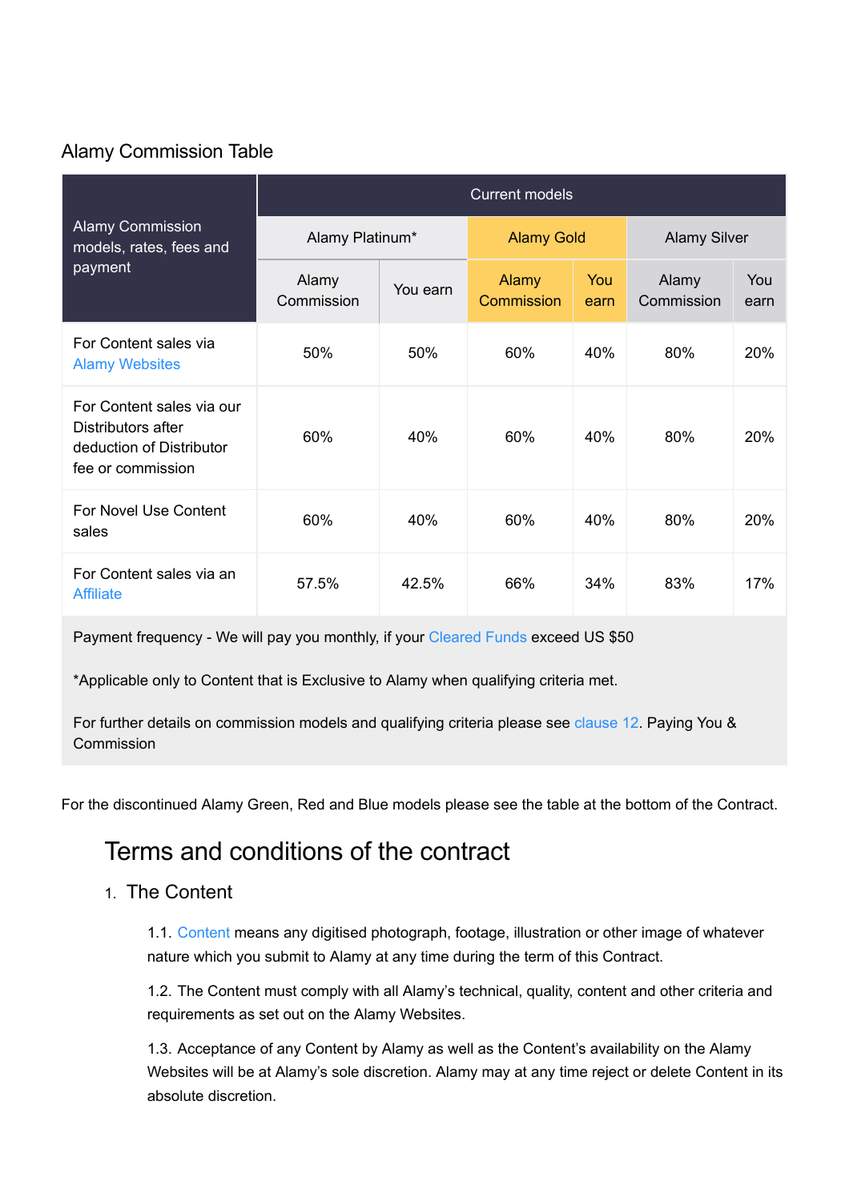## Alamy Commission Table

| Alamy Commission models, rates, fees and payment | Current models | | | | | |
|---|---|---|---|---|---|---|
| | Alamy Platinum* | | Alamy Gold | | Alamy Silver | |
| | Alamy Commission | You earn | Alamy Commission | You earn | Alamy Commission | You earn |
| For Content sales via Alamy Websites | 50% | 50% | 60% | 40% | 80% | 20% |
| For Content sales via our Distributors after deduction of Distributor fee or commission | 60% | 40% | 60% | 40% | 80% | 20% |
| For Novel Use Content sales | 60% | 40% | 60% | 40% | 80% | 20% |
| For Content sales via an Affiliate | 57.5% | 42.5% | 66% | 34% | 83% | 17% |

Payment frequency - We will pay you monthly, if your Cleared Funds exceed US $50

*Applicable only to Content that is Exclusive to Alamy when qualifying criteria met.

For further details on commission models and qualifying criteria please see clause 12. Paying You & Commission

For the discontinued Alamy Green, Red and Blue models please see the table at the bottom of the Contract.

# Terms and conditions of the contract

## 1. The Content

1.1. Content means any digitised photograph, footage, illustration or other image of whatever nature which you submit to Alamy at any time during the term of this Contract.

1.2. The Content must comply with all Alamy's technical, quality, content and other criteria and requirements as set out on the Alamy Websites.

1.3. Acceptance of any Content by Alamy as well as the Content's availability on the Alamy Websites will be at Alamy's sole discretion. Alamy may at any time reject or delete Content in its absolute discretion.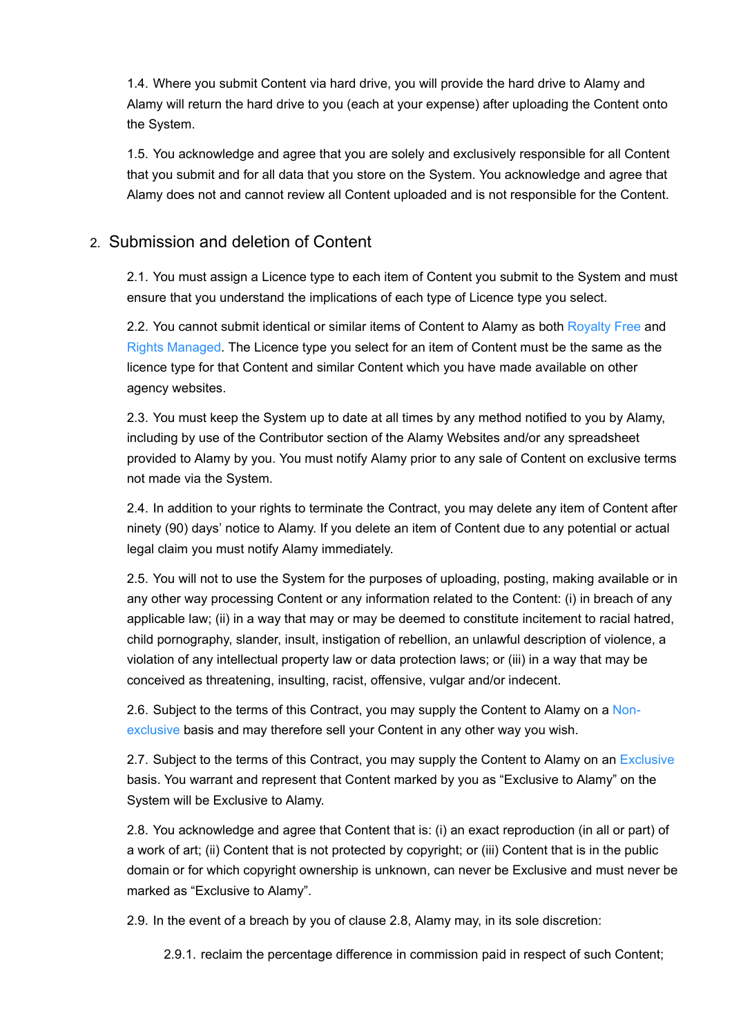1.4. Where you submit Content via hard drive, you will provide the hard drive to Alamy and Alamy will return the hard drive to you (each at your expense) after uploading the Content onto the System.

1.5. You acknowledge and agree that you are solely and exclusively responsible for all Content that you submit and for all data that you store on the System. You acknowledge and agree that Alamy does not and cannot review all Content uploaded and is not responsible for the Content.

## 2. Submission and deletion of Content

2.1. You must assign a Licence type to each item of Content you submit to the System and must ensure that you understand the implications of each type of Licence type you select.

2.2. You cannot submit identical or similar items of Content to Alamy as both Royalty Free and Rights Managed. The Licence type you select for an item of Content must be the same as the licence type for that Content and similar Content which you have made available on other agency websites.

2.3. You must keep the System up to date at all times by any method notified to you by Alamy, including by use of the Contributor section of the Alamy Websites and/or any spreadsheet provided to Alamy by you. You must notify Alamy prior to any sale of Content on exclusive terms not made via the System.

2.4. In addition to your rights to terminate the Contract, you may delete any item of Content after ninety (90) days' notice to Alamy. If you delete an item of Content due to any potential or actual legal claim you must notify Alamy immediately.

2.5. You will not to use the System for the purposes of uploading, posting, making available or in any other way processing Content or any information related to the Content: (i) in breach of any applicable law; (ii) in a way that may or may be deemed to constitute incitement to racial hatred, child pornography, slander, insult, instigation of rebellion, an unlawful description of violence, a violation of any intellectual property law or data protection laws; or (iii) in a way that may be conceived as threatening, insulting, racist, offensive, vulgar and/or indecent.

2.6. Subject to the terms of this Contract, you may supply the Content to Alamy on a Non-exclusive basis and may therefore sell your Content in any other way you wish.

2.7. Subject to the terms of this Contract, you may supply the Content to Alamy on an Exclusive basis. You warrant and represent that Content marked by you as "Exclusive to Alamy" on the System will be Exclusive to Alamy.

2.8. You acknowledge and agree that Content that is: (i) an exact reproduction (in all or part) of a work of art; (ii) Content that is not protected by copyright; or (iii) Content that is in the public domain or for which copyright ownership is unknown, can never be Exclusive and must never be marked as "Exclusive to Alamy".

2.9. In the event of a breach by you of clause 2.8, Alamy may, in its sole discretion:

2.9.1. reclaim the percentage difference in commission paid in respect of such Content;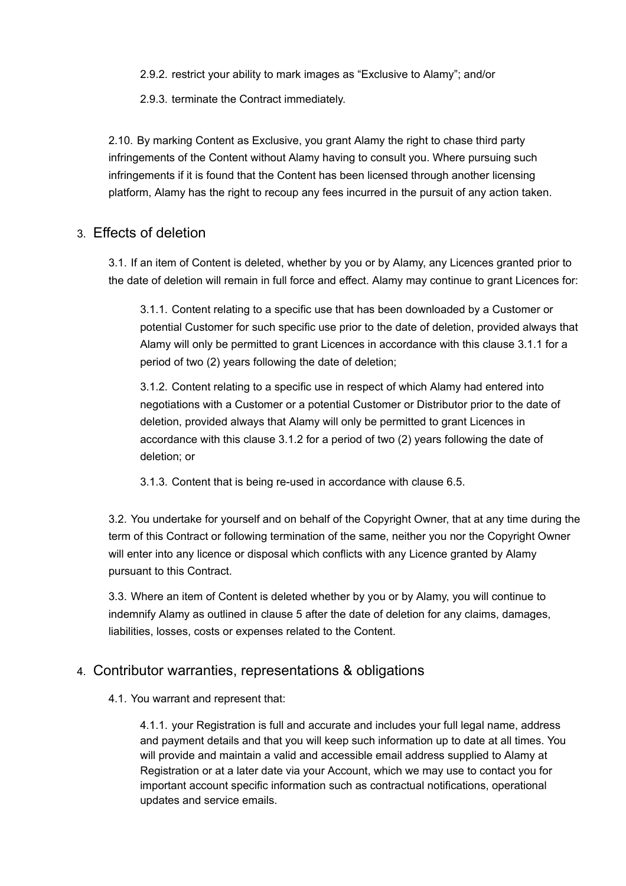2.9.2. restrict your ability to mark images as “Exclusive to Alamy”; and/or

2.9.3. terminate the Contract immediately.

2.10. By marking Content as Exclusive, you grant Alamy the right to chase third party infringements of the Content without Alamy having to consult you. Where pursuing such infringements if it is found that the Content has been licensed through another licensing platform, Alamy has the right to recoup any fees incurred in the pursuit of any action taken.

## 3. Effects of deletion

3.1. If an item of Content is deleted, whether by you or by Alamy, any Licences granted prior to the date of deletion will remain in full force and effect. Alamy may continue to grant Licences for:

3.1.1. Content relating to a specific use that has been downloaded by a Customer or potential Customer for such specific use prior to the date of deletion, provided always that Alamy will only be permitted to grant Licences in accordance with this clause 3.1.1 for a period of two (2) years following the date of deletion;

3.1.2. Content relating to a specific use in respect of which Alamy had entered into negotiations with a Customer or a potential Customer or Distributor prior to the date of deletion, provided always that Alamy will only be permitted to grant Licences in accordance with this clause 3.1.2 for a period of two (2) years following the date of deletion; or

3.1.3. Content that is being re-used in accordance with clause 6.5.

3.2. You undertake for yourself and on behalf of the Copyright Owner, that at any time during the term of this Contract or following termination of the same, neither you nor the Copyright Owner will enter into any licence or disposal which conflicts with any Licence granted by Alamy pursuant to this Contract.

3.3. Where an item of Content is deleted whether by you or by Alamy, you will continue to indemnify Alamy as outlined in clause 5 after the date of deletion for any claims, damages, liabilities, losses, costs or expenses related to the Content.

## 4. Contributor warranties, representations & obligations

4.1. You warrant and represent that:

4.1.1. your Registration is full and accurate and includes your full legal name, address and payment details and that you will keep such information up to date at all times. You will provide and maintain a valid and accessible email address supplied to Alamy at Registration or at a later date via your Account, which we may use to contact you for important account specific information such as contractual notifications, operational updates and service emails.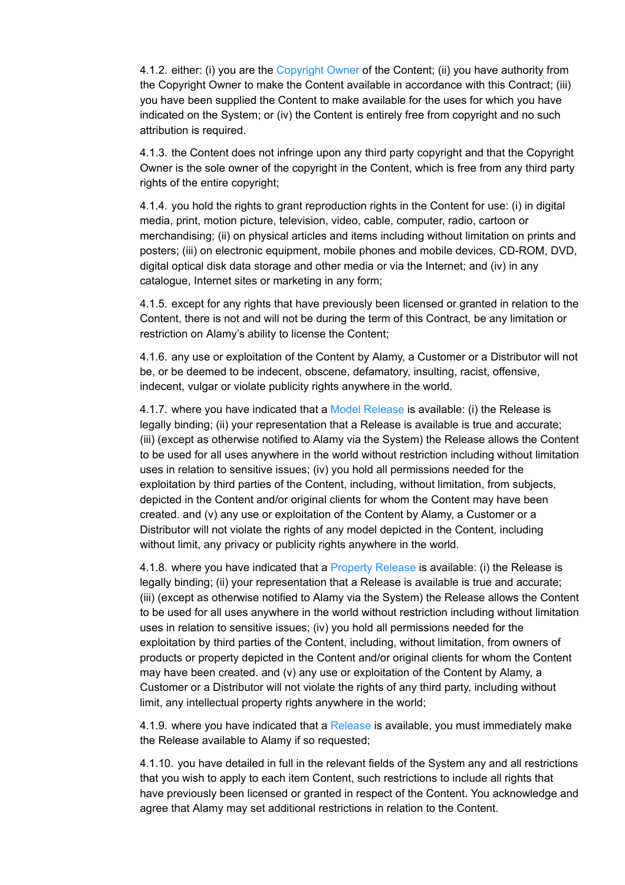4.1.2. either: (i) you are the Copyright Owner of the Content; (ii) you have authority from the Copyright Owner to make the Content available in accordance with this Contract; (iii) you have been supplied the Content to make available for the uses for which you have indicated on the System; or (iv) the Content is entirely free from copyright and no such attribution is required.

4.1.3. the Content does not infringe upon any third party copyright and that the Copyright Owner is the sole owner of the copyright in the Content, which is free from any third party rights of the entire copyright;

4.1.4. you hold the rights to grant reproduction rights in the Content for use: (i) in digital media, print, motion picture, television, video, cable, computer, radio, cartoon or merchandising; (ii) on physical articles and items including without limitation on prints and posters; (iii) on electronic equipment, mobile phones and mobile devices, CD-ROM, DVD, digital optical disk data storage and other media or via the Internet; and (iv) in any catalogue, Internet sites or marketing in any form;

4.1.5. except for any rights that have previously been licensed or granted in relation to the Content, there is not and will not be during the term of this Contract, be any limitation or restriction on Alamy's ability to license the Content;

4.1.6. any use or exploitation of the Content by Alamy, a Customer or a Distributor will not be, or be deemed to be indecent, obscene, defamatory, insulting, racist, offensive, indecent, vulgar or violate publicity rights anywhere in the world.

4.1.7. where you have indicated that a Model Release is available: (i) the Release is legally binding; (ii) your representation that a Release is available is true and accurate; (iii) (except as otherwise notified to Alamy via the System) the Release allows the Content to be used for all uses anywhere in the world without restriction including without limitation uses in relation to sensitive issues; (iv) you hold all permissions needed for the exploitation by third parties of the Content, including, without limitation, from subjects, depicted in the Content and/or original clients for whom the Content may have been created. and (v) any use or exploitation of the Content by Alamy, a Customer or a Distributor will not violate the rights of any model depicted in the Content, including without limit, any privacy or publicity rights anywhere in the world.

4.1.8. where you have indicated that a Property Release is available: (i) the Release is legally binding; (ii) your representation that a Release is available is true and accurate; (iii) (except as otherwise notified to Alamy via the System) the Release allows the Content to be used for all uses anywhere in the world without restriction including without limitation uses in relation to sensitive issues; (iv) you hold all permissions needed for the exploitation by third parties of the Content, including, without limitation, from owners of products or property depicted in the Content and/or original clients for whom the Content may have been created. and (v) any use or exploitation of the Content by Alamy, a Customer or a Distributor will not violate the rights of any third party, including without limit, any intellectual property rights anywhere in the world;

4.1.9. where you have indicated that a Release is available, you must immediately make the Release available to Alamy if so requested;

4.1.10. you have detailed in full in the relevant fields of the System any and all restrictions that you wish to apply to each item Content, such restrictions to include all rights that have previously been licensed or granted in respect of the Content. You acknowledge and agree that Alamy may set additional restrictions in relation to the Content.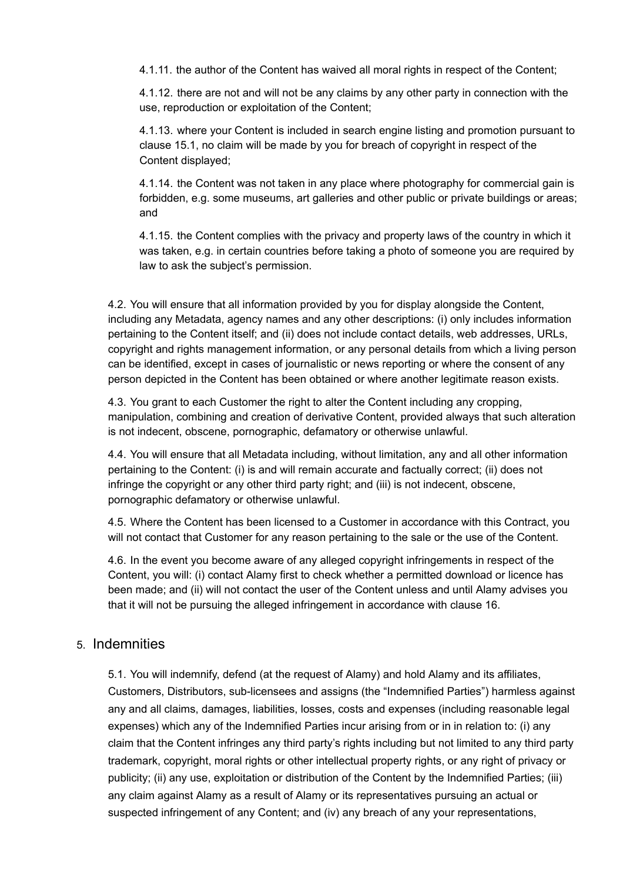4.1.11. the author of the Content has waived all moral rights in respect of the Content;

4.1.12. there are not and will not be any claims by any other party in connection with the use, reproduction or exploitation of the Content;

4.1.13. where your Content is included in search engine listing and promotion pursuant to clause 15.1, no claim will be made by you for breach of copyright in respect of the Content displayed;

4.1.14. the Content was not taken in any place where photography for commercial gain is forbidden, e.g. some museums, art galleries and other public or private buildings or areas; and

4.1.15. the Content complies with the privacy and property laws of the country in which it was taken, e.g. in certain countries before taking a photo of someone you are required by law to ask the subject's permission.

4.2. You will ensure that all information provided by you for display alongside the Content, including any Metadata, agency names and any other descriptions: (i) only includes information pertaining to the Content itself; and (ii) does not include contact details, web addresses, URLs, copyright and rights management information, or any personal details from which a living person can be identified, except in cases of journalistic or news reporting or where the consent of any person depicted in the Content has been obtained or where another legitimate reason exists.

4.3. You grant to each Customer the right to alter the Content including any cropping, manipulation, combining and creation of derivative Content, provided always that such alteration is not indecent, obscene, pornographic, defamatory or otherwise unlawful.

4.4. You will ensure that all Metadata including, without limitation, any and all other information pertaining to the Content: (i) is and will remain accurate and factually correct; (ii) does not infringe the copyright or any other third party right; and (iii) is not indecent, obscene, pornographic defamatory or otherwise unlawful.

4.5. Where the Content has been licensed to a Customer in accordance with this Contract, you will not contact that Customer for any reason pertaining to the sale or the use of the Content.

4.6. In the event you become aware of any alleged copyright infringements in respect of the Content, you will: (i) contact Alamy first to check whether a permitted download or licence has been made; and (ii) will not contact the user of the Content unless and until Alamy advises you that it will not be pursuing the alleged infringement in accordance with clause 16.

## 5. Indemnities

5.1. You will indemnify, defend (at the request of Alamy) and hold Alamy and its affiliates, Customers, Distributors, sub-licensees and assigns (the "Indemnified Parties") harmless against any and all claims, damages, liabilities, losses, costs and expenses (including reasonable legal expenses) which any of the Indemnified Parties incur arising from or in in relation to: (i) any claim that the Content infringes any third party's rights including but not limited to any third party trademark, copyright, moral rights or other intellectual property rights, or any right of privacy or publicity; (ii) any use, exploitation or distribution of the Content by the Indemnified Parties; (iii) any claim against Alamy as a result of Alamy or its representatives pursuing an actual or suspected infringement of any Content; and (iv) any breach of any your representations,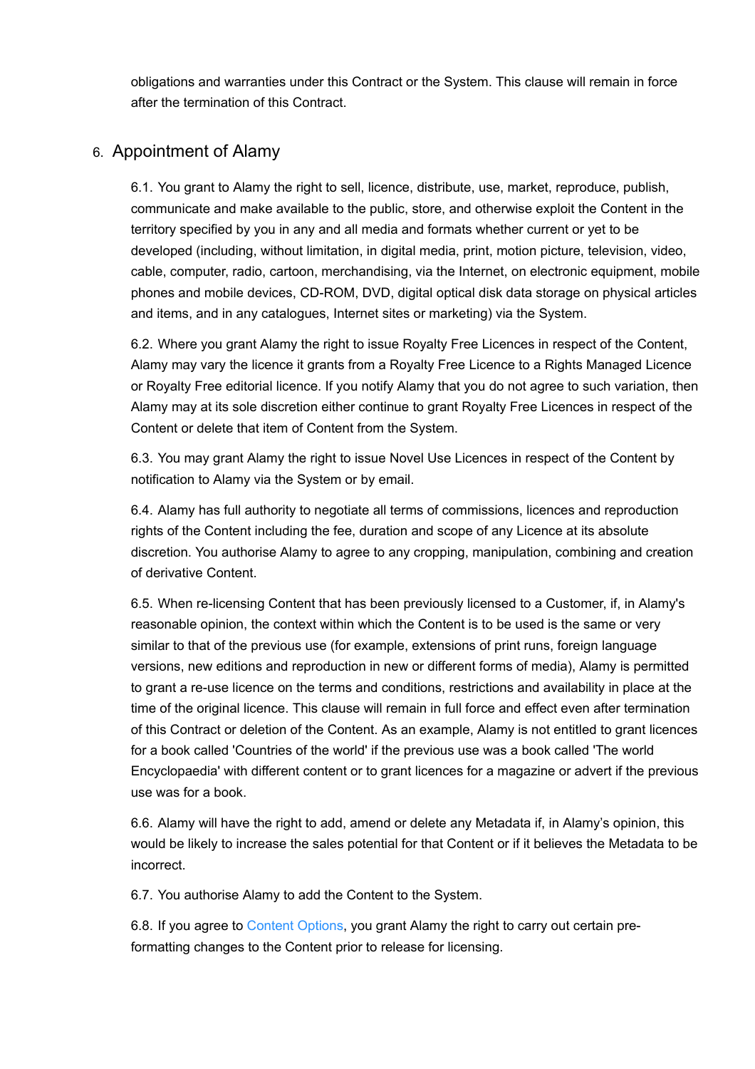obligations and warranties under this Contract or the System. This clause will remain in force after the termination of this Contract.

## 6. Appointment of Alamy

6.1. You grant to Alamy the right to sell, licence, distribute, use, market, reproduce, publish, communicate and make available to the public, store, and otherwise exploit the Content in the territory specified by you in any and all media and formats whether current or yet to be developed (including, without limitation, in digital media, print, motion picture, television, video, cable, computer, radio, cartoon, merchandising, via the Internet, on electronic equipment, mobile phones and mobile devices, CD-ROM, DVD, digital optical disk data storage on physical articles and items, and in any catalogues, Internet sites or marketing) via the System.

6.2. Where you grant Alamy the right to issue Royalty Free Licences in respect of the Content, Alamy may vary the licence it grants from a Royalty Free Licence to a Rights Managed Licence or Royalty Free editorial licence. If you notify Alamy that you do not agree to such variation, then Alamy may at its sole discretion either continue to grant Royalty Free Licences in respect of the Content or delete that item of Content from the System.

6.3. You may grant Alamy the right to issue Novel Use Licences in respect of the Content by notification to Alamy via the System or by email.

6.4. Alamy has full authority to negotiate all terms of commissions, licences and reproduction rights of the Content including the fee, duration and scope of any Licence at its absolute discretion. You authorise Alamy to agree to any cropping, manipulation, combining and creation of derivative Content.

6.5. When re-licensing Content that has been previously licensed to a Customer, if, in Alamy's reasonable opinion, the context within which the Content is to be used is the same or very similar to that of the previous use (for example, extensions of print runs, foreign language versions, new editions and reproduction in new or different forms of media), Alamy is permitted to grant a re-use licence on the terms and conditions, restrictions and availability in place at the time of the original licence. This clause will remain in full force and effect even after termination of this Contract or deletion of the Content. As an example, Alamy is not entitled to grant licences for a book called 'Countries of the world' if the previous use was a book called 'The world Encyclopaedia' with different content or to grant licences for a magazine or advert if the previous use was for a book.

6.6. Alamy will have the right to add, amend or delete any Metadata if, in Alamy's opinion, this would be likely to increase the sales potential for that Content or if it believes the Metadata to be incorrect.

6.7. You authorise Alamy to add the Content to the System.

6.8. If you agree to Content Options, you grant Alamy the right to carry out certain pre-formatting changes to the Content prior to release for licensing.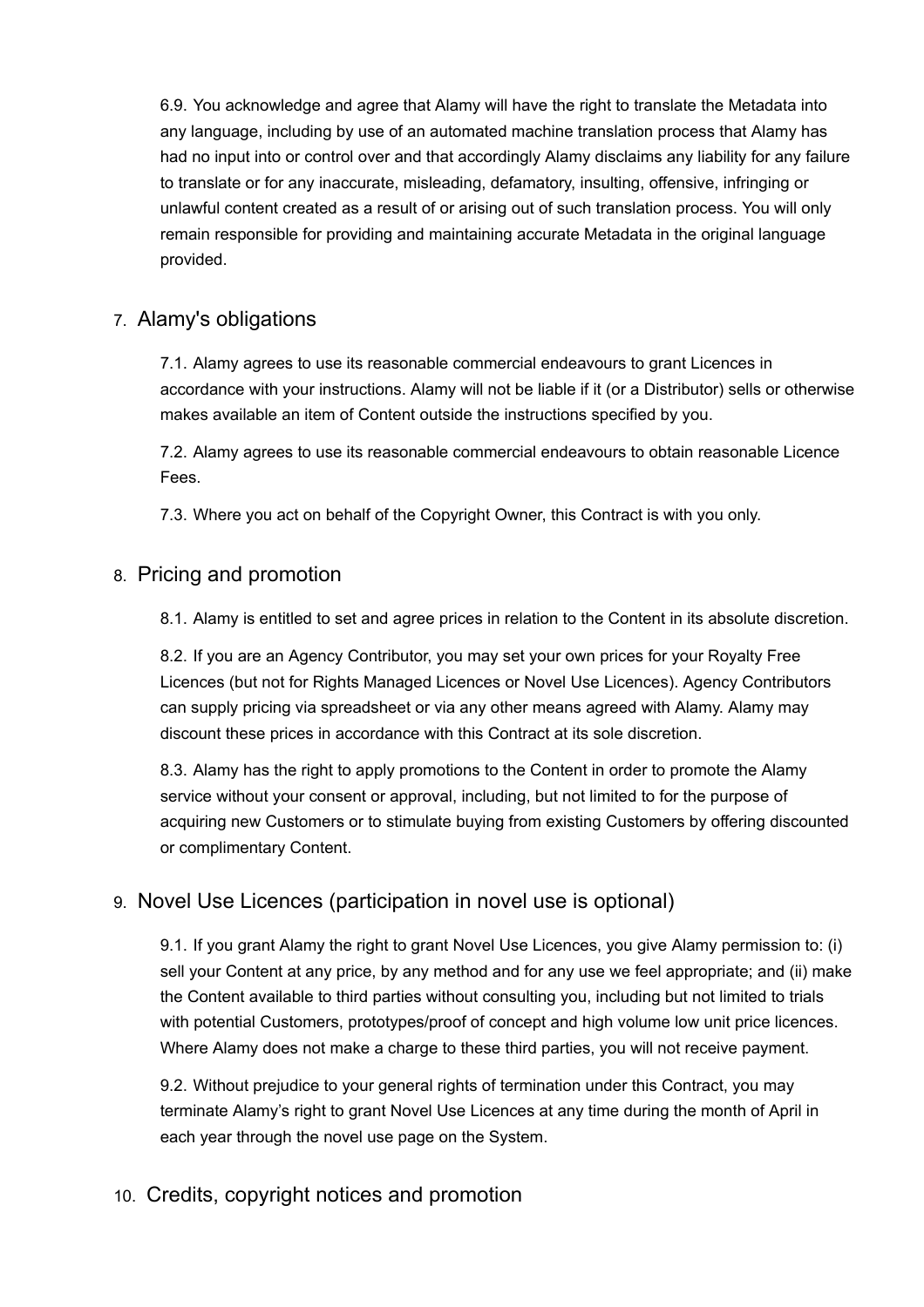6.9. You acknowledge and agree that Alamy will have the right to translate the Metadata into any language, including by use of an automated machine translation process that Alamy has had no input into or control over and that accordingly Alamy disclaims any liability for any failure to translate or for any inaccurate, misleading, defamatory, insulting, offensive, infringing or unlawful content created as a result of or arising out of such translation process. You will only remain responsible for providing and maintaining accurate Metadata in the original language provided.

## 7. Alamy's obligations

7.1. Alamy agrees to use its reasonable commercial endeavours to grant Licences in accordance with your instructions. Alamy will not be liable if it (or a Distributor) sells or otherwise makes available an item of Content outside the instructions specified by you.

7.2. Alamy agrees to use its reasonable commercial endeavours to obtain reasonable Licence Fees.

7.3. Where you act on behalf of the Copyright Owner, this Contract is with you only.

## 8. Pricing and promotion

8.1. Alamy is entitled to set and agree prices in relation to the Content in its absolute discretion.

8.2. If you are an Agency Contributor, you may set your own prices for your Royalty Free Licences (but not for Rights Managed Licences or Novel Use Licences). Agency Contributors can supply pricing via spreadsheet or via any other means agreed with Alamy. Alamy may discount these prices in accordance with this Contract at its sole discretion.

8.3. Alamy has the right to apply promotions to the Content in order to promote the Alamy service without your consent or approval, including, but not limited to for the purpose of acquiring new Customers or to stimulate buying from existing Customers by offering discounted or complimentary Content.

## 9. Novel Use Licences (participation in novel use is optional)

9.1. If you grant Alamy the right to grant Novel Use Licences, you give Alamy permission to: (i) sell your Content at any price, by any method and for any use we feel appropriate; and (ii) make the Content available to third parties without consulting you, including but not limited to trials with potential Customers, prototypes/proof of concept and high volume low unit price licences. Where Alamy does not make a charge to these third parties, you will not receive payment.

9.2. Without prejudice to your general rights of termination under this Contract, you may terminate Alamy's right to grant Novel Use Licences at any time during the month of April in each year through the novel use page on the System.

## 10. Credits, copyright notices and promotion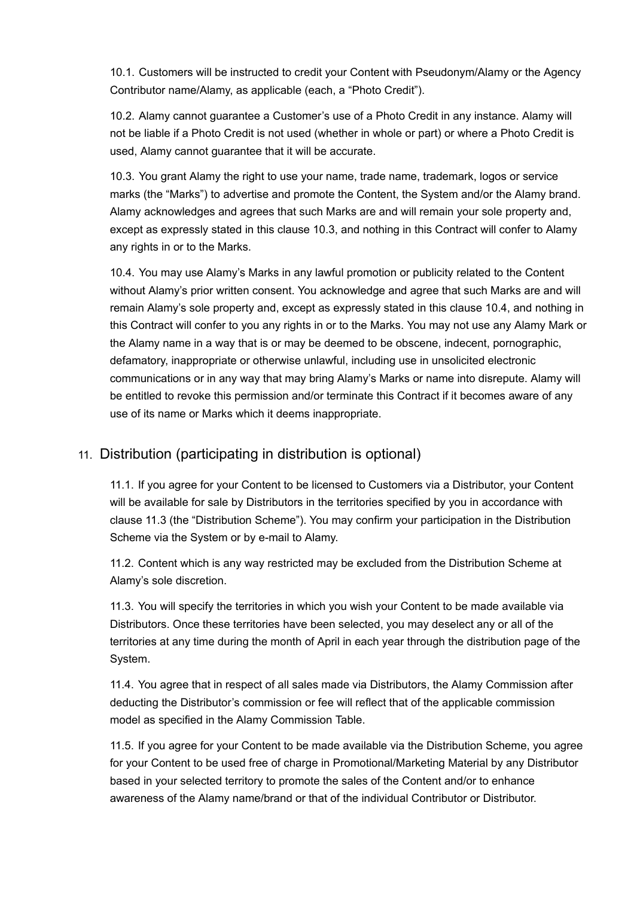10.1. Customers will be instructed to credit your Content with Pseudonym/Alamy or the Agency Contributor name/Alamy, as applicable (each, a "Photo Credit").

10.2. Alamy cannot guarantee a Customer's use of a Photo Credit in any instance. Alamy will not be liable if a Photo Credit is not used (whether in whole or part) or where a Photo Credit is used, Alamy cannot guarantee that it will be accurate.

10.3. You grant Alamy the right to use your name, trade name, trademark, logos or service marks (the "Marks") to advertise and promote the Content, the System and/or the Alamy brand. Alamy acknowledges and agrees that such Marks are and will remain your sole property and, except as expressly stated in this clause 10.3, and nothing in this Contract will confer to Alamy any rights in or to the Marks.

10.4. You may use Alamy's Marks in any lawful promotion or publicity related to the Content without Alamy's prior written consent. You acknowledge and agree that such Marks are and will remain Alamy's sole property and, except as expressly stated in this clause 10.4, and nothing in this Contract will confer to you any rights in or to the Marks. You may not use any Alamy Mark or the Alamy name in a way that is or may be deemed to be obscene, indecent, pornographic, defamatory, inappropriate or otherwise unlawful, including use in unsolicited electronic communications or in any way that may bring Alamy's Marks or name into disrepute. Alamy will be entitled to revoke this permission and/or terminate this Contract if it becomes aware of any use of its name or Marks which it deems inappropriate.

## 11. Distribution (participating in distribution is optional)

11.1. If you agree for your Content to be licensed to Customers via a Distributor, your Content will be available for sale by Distributors in the territories specified by you in accordance with clause 11.3 (the "Distribution Scheme"). You may confirm your participation in the Distribution Scheme via the System or by e-mail to Alamy.

11.2. Content which is any way restricted may be excluded from the Distribution Scheme at Alamy's sole discretion.

11.3. You will specify the territories in which you wish your Content to be made available via Distributors. Once these territories have been selected, you may deselect any or all of the territories at any time during the month of April in each year through the distribution page of the System.

11.4. You agree that in respect of all sales made via Distributors, the Alamy Commission after deducting the Distributor's commission or fee will reflect that of the applicable commission model as specified in the Alamy Commission Table.

11.5. If you agree for your Content to be made available via the Distribution Scheme, you agree for your Content to be used free of charge in Promotional/Marketing Material by any Distributor based in your selected territory to promote the sales of the Content and/or to enhance awareness of the Alamy name/brand or that of the individual Contributor or Distributor.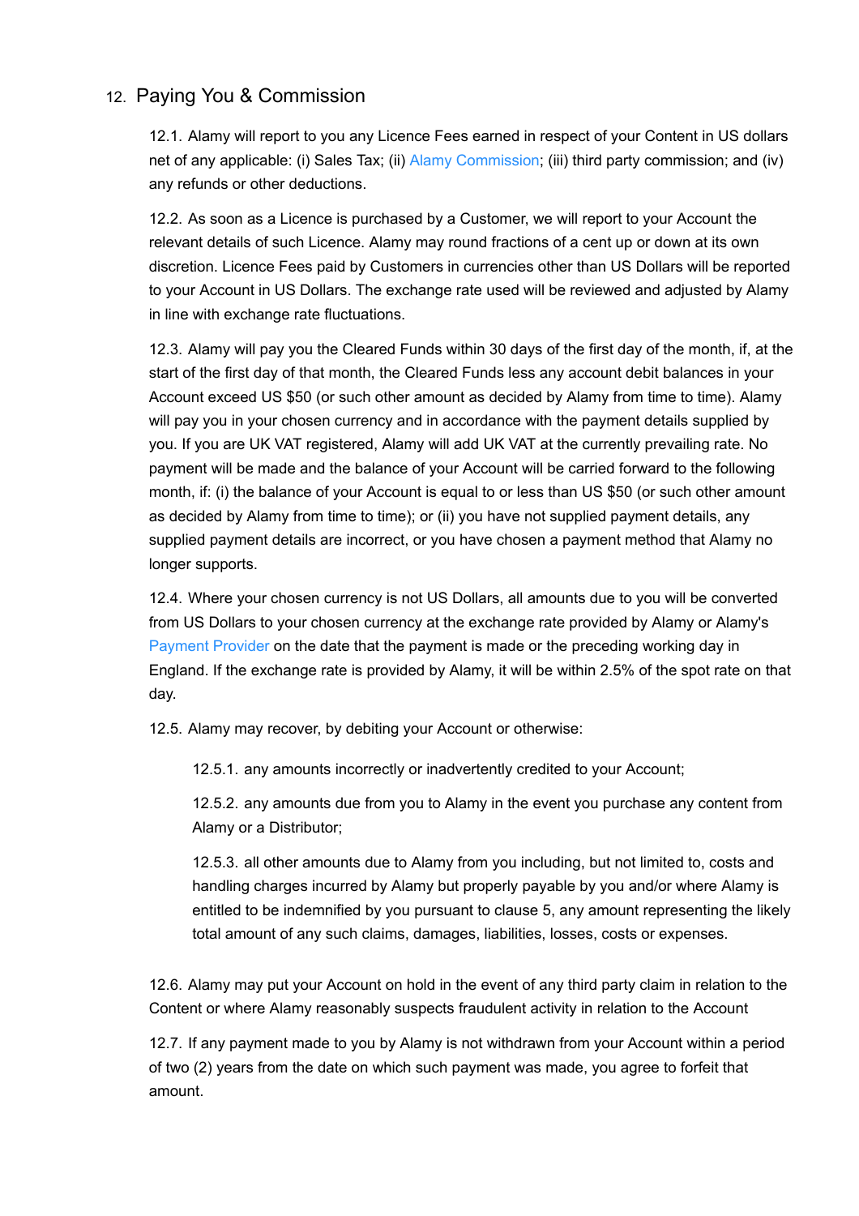## 12. Paying You & Commission

12.1. Alamy will report to you any Licence Fees earned in respect of your Content in US dollars net of any applicable: (i) Sales Tax; (ii) Alamy Commission; (iii) third party commission; and (iv) any refunds or other deductions.

12.2. As soon as a Licence is purchased by a Customer, we will report to your Account the relevant details of such Licence. Alamy may round fractions of a cent up or down at its own discretion. Licence Fees paid by Customers in currencies other than US Dollars will be reported to your Account in US Dollars. The exchange rate used will be reviewed and adjusted by Alamy in line with exchange rate fluctuations.

12.3. Alamy will pay you the Cleared Funds within 30 days of the first day of the month, if, at the start of the first day of that month, the Cleared Funds less any account debit balances in your Account exceed US $50 (or such other amount as decided by Alamy from time to time). Alamy will pay you in your chosen currency and in accordance with the payment details supplied by you. If you are UK VAT registered, Alamy will add UK VAT at the currently prevailing rate. No payment will be made and the balance of your Account will be carried forward to the following month, if: (i) the balance of your Account is equal to or less than US $50 (or such other amount as decided by Alamy from time to time); or (ii) you have not supplied payment details, any supplied payment details are incorrect, or you have chosen a payment method that Alamy no longer supports.

12.4. Where your chosen currency is not US Dollars, all amounts due to you will be converted from US Dollars to your chosen currency at the exchange rate provided by Alamy or Alamy's Payment Provider on the date that the payment is made or the preceding working day in England. If the exchange rate is provided by Alamy, it will be within 2.5% of the spot rate on that day.

12.5. Alamy may recover, by debiting your Account or otherwise:

12.5.1. any amounts incorrectly or inadvertently credited to your Account;

12.5.2. any amounts due from you to Alamy in the event you purchase any content from Alamy or a Distributor;

12.5.3. all other amounts due to Alamy from you including, but not limited to, costs and handling charges incurred by Alamy but properly payable by you and/or where Alamy is entitled to be indemnified by you pursuant to clause 5, any amount representing the likely total amount of any such claims, damages, liabilities, losses, costs or expenses.

12.6. Alamy may put your Account on hold in the event of any third party claim in relation to the Content or where Alamy reasonably suspects fraudulent activity in relation to the Account

12.7. If any payment made to you by Alamy is not withdrawn from your Account within a period of two (2) years from the date on which such payment was made, you agree to forfeit that amount.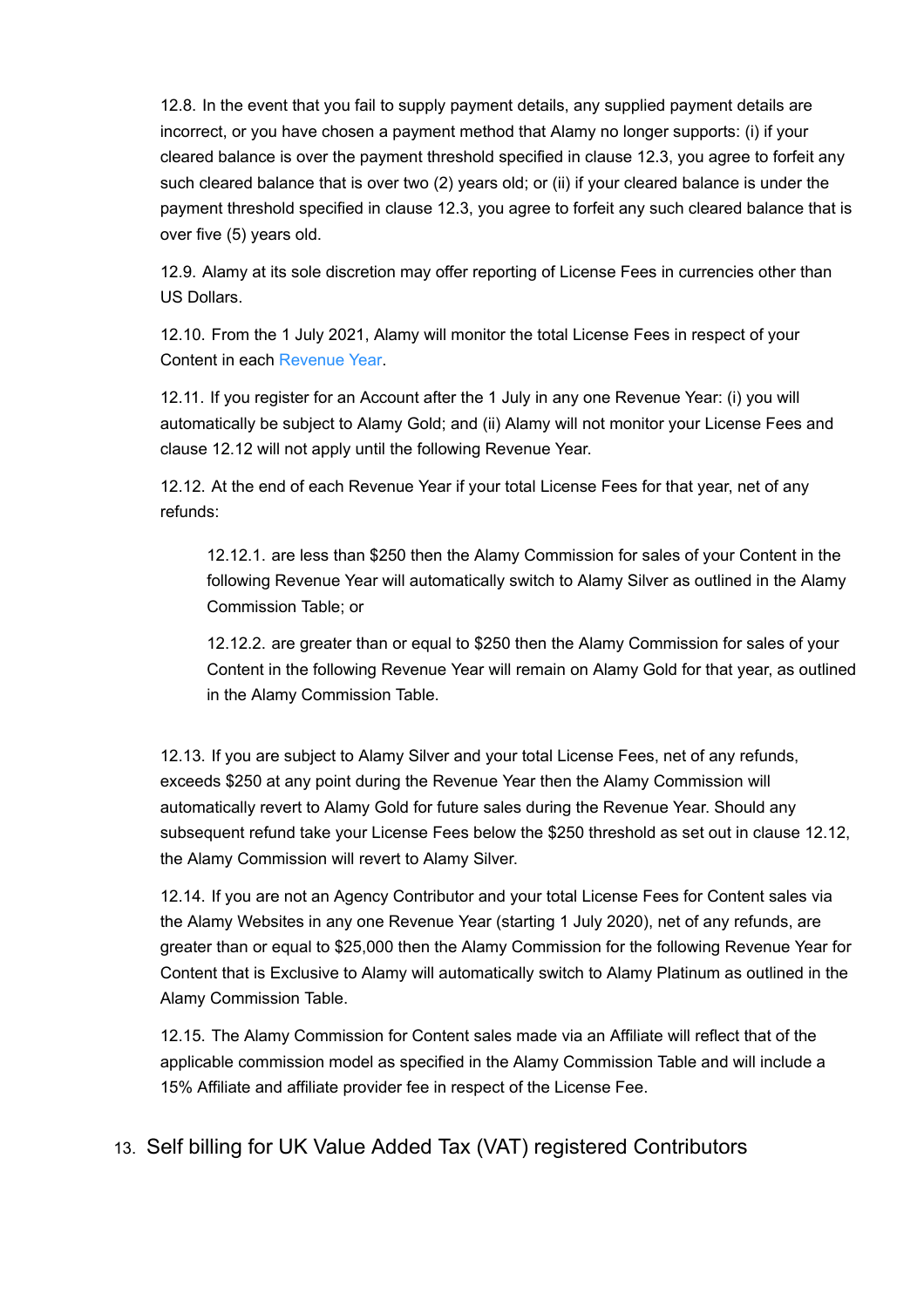12.8. In the event that you fail to supply payment details, any supplied payment details are incorrect, or you have chosen a payment method that Alamy no longer supports: (i) if your cleared balance is over the payment threshold specified in clause 12.3, you agree to forfeit any such cleared balance that is over two (2) years old; or (ii) if your cleared balance is under the payment threshold specified in clause 12.3, you agree to forfeit any such cleared balance that is over five (5) years old.

12.9. Alamy at its sole discretion may offer reporting of License Fees in currencies other than US Dollars.

12.10. From the 1 July 2021, Alamy will monitor the total License Fees in respect of your Content in each Revenue Year.

12.11. If you register for an Account after the 1 July in any one Revenue Year: (i) you will automatically be subject to Alamy Gold; and (ii) Alamy will not monitor your License Fees and clause 12.12 will not apply until the following Revenue Year.

12.12. At the end of each Revenue Year if your total License Fees for that year, net of any refunds:

> 12.12.1. are less than $250 then the Alamy Commission for sales of your Content in the following Revenue Year will automatically switch to Alamy Silver as outlined in the Alamy Commission Table; or
>
> 12.12.2. are greater than or equal to $250 then the Alamy Commission for sales of your Content in the following Revenue Year will remain on Alamy Gold for that year, as outlined in the Alamy Commission Table.

12.13. If you are subject to Alamy Silver and your total License Fees, net of any refunds, exceeds $250 at any point during the Revenue Year then the Alamy Commission will automatically revert to Alamy Gold for future sales during the Revenue Year. Should any subsequent refund take your License Fees below the $250 threshold as set out in clause 12.12, the Alamy Commission will revert to Alamy Silver.

12.14. If you are not an Agency Contributor and your total License Fees for Content sales via the Alamy Websites in any one Revenue Year (starting 1 July 2020), net of any refunds, are greater than or equal to $25,000 then the Alamy Commission for the following Revenue Year for Content that is Exclusive to Alamy will automatically switch to Alamy Platinum as outlined in the Alamy Commission Table.

12.15. The Alamy Commission for Content sales made via an Affiliate will reflect that of the applicable commission model as specified in the Alamy Commission Table and will include a 15% Affiliate and affiliate provider fee in respect of the License Fee.

## 13. Self billing for UK Value Added Tax (VAT) registered Contributors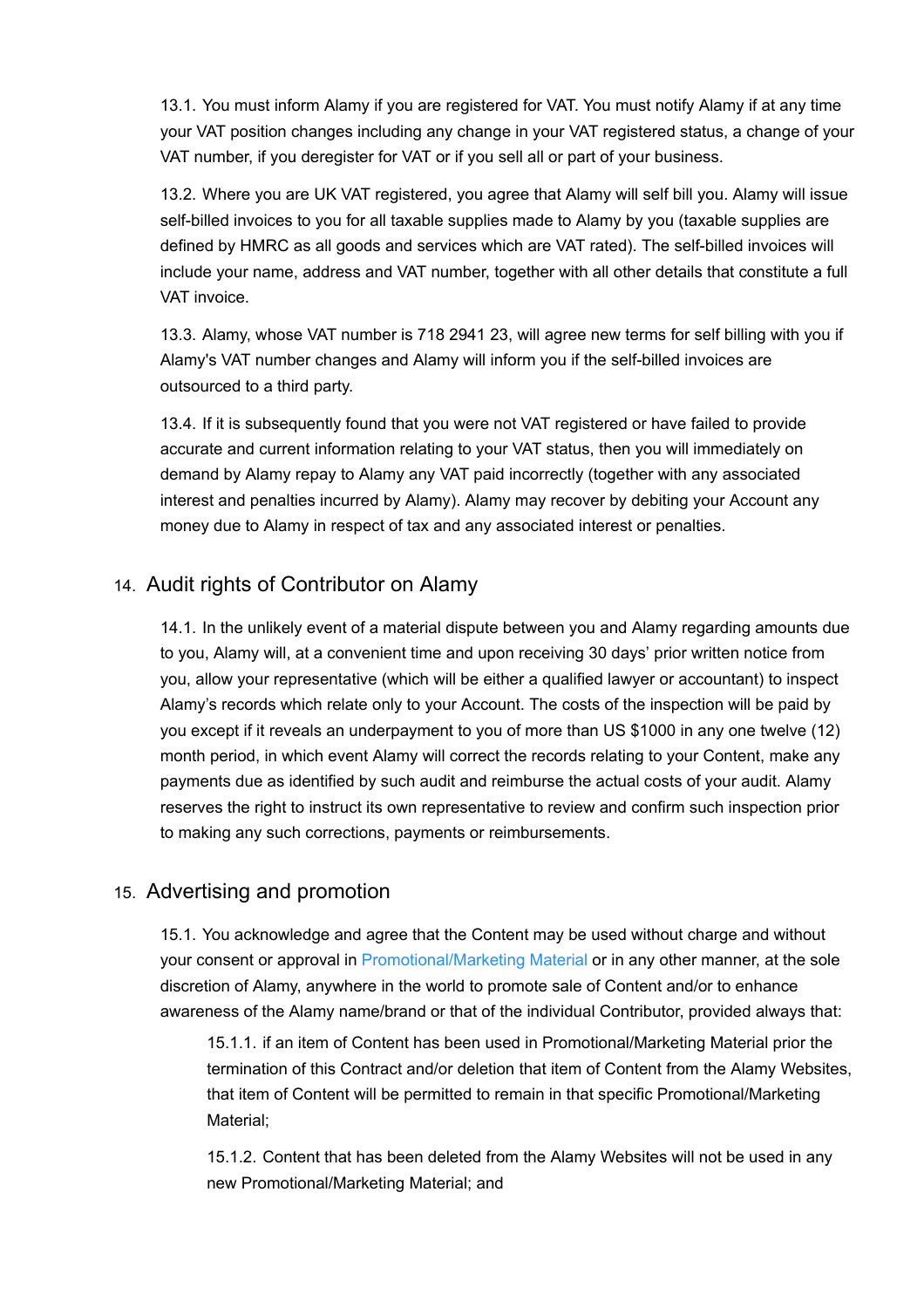13.1. You must inform Alamy if you are registered for VAT. You must notify Alamy if at any time your VAT position changes including any change in your VAT registered status, a change of your VAT number, if you deregister for VAT or if you sell all or part of your business.

13.2. Where you are UK VAT registered, you agree that Alamy will self bill you. Alamy will issue self-billed invoices to you for all taxable supplies made to Alamy by you (taxable supplies are defined by HMRC as all goods and services which are VAT rated). The self-billed invoices will include your name, address and VAT number, together with all other details that constitute a full VAT invoice.

13.3. Alamy, whose VAT number is 718 2941 23, will agree new terms for self billing with you if Alamy's VAT number changes and Alamy will inform you if the self-billed invoices are outsourced to a third party.

13.4. If it is subsequently found that you were not VAT registered or have failed to provide accurate and current information relating to your VAT status, then you will immediately on demand by Alamy repay to Alamy any VAT paid incorrectly (together with any associated interest and penalties incurred by Alamy). Alamy may recover by debiting your Account any money due to Alamy in respect of tax and any associated interest or penalties.

## 14. Audit rights of Contributor on Alamy

14.1. In the unlikely event of a material dispute between you and Alamy regarding amounts due to you, Alamy will, at a convenient time and upon receiving 30 days' prior written notice from you, allow your representative (which will be either a qualified lawyer or accountant) to inspect Alamy's records which relate only to your Account. The costs of the inspection will be paid by you except if it reveals an underpayment to you of more than US $1000 in any one twelve (12) month period, in which event Alamy will correct the records relating to your Content, make any payments due as identified by such audit and reimburse the actual costs of your audit. Alamy reserves the right to instruct its own representative to review and confirm such inspection prior to making any such corrections, payments or reimbursements.

## 15. Advertising and promotion

15.1. You acknowledge and agree that the Content may be used without charge and without your consent or approval in Promotional/Marketing Material or in any other manner, at the sole discretion of Alamy, anywhere in the world to promote sale of Content and/or to enhance awareness of the Alamy name/brand or that of the individual Contributor, provided always that:

15.1.1. if an item of Content has been used in Promotional/Marketing Material prior the termination of this Contract and/or deletion that item of Content from the Alamy Websites, that item of Content will be permitted to remain in that specific Promotional/Marketing Material;

15.1.2. Content that has been deleted from the Alamy Websites will not be used in any new Promotional/Marketing Material; and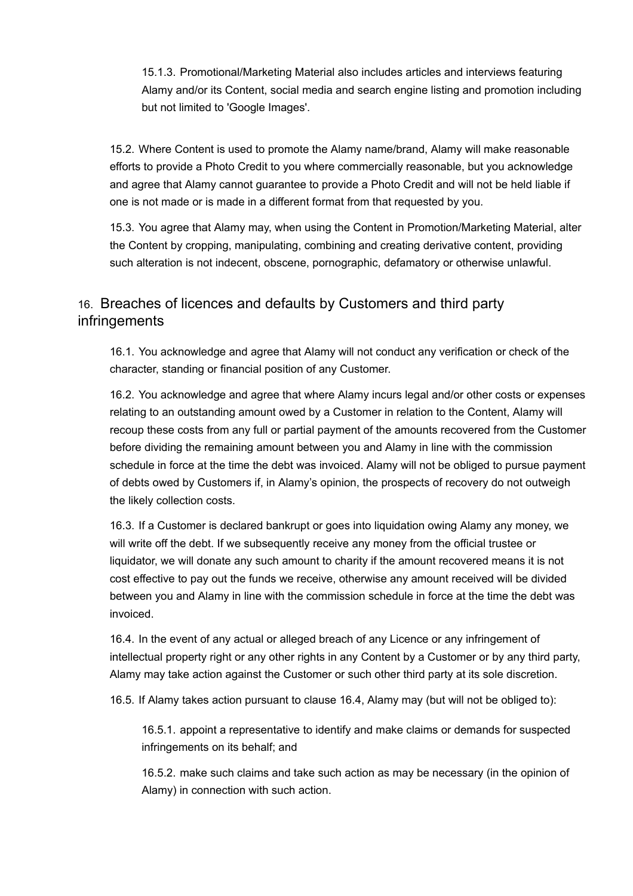15.1.3. Promotional/Marketing Material also includes articles and interviews featuring Alamy and/or its Content, social media and search engine listing and promotion including but not limited to 'Google Images'.

15.2. Where Content is used to promote the Alamy name/brand, Alamy will make reasonable efforts to provide a Photo Credit to you where commercially reasonable, but you acknowledge and agree that Alamy cannot guarantee to provide a Photo Credit and will not be held liable if one is not made or is made in a different format from that requested by you.

15.3. You agree that Alamy may, when using the Content in Promotion/Marketing Material, alter the Content by cropping, manipulating, combining and creating derivative content, providing such alteration is not indecent, obscene, pornographic, defamatory or otherwise unlawful.

## 16. Breaches of licences and defaults by Customers and third party infringements

16.1. You acknowledge and agree that Alamy will not conduct any verification or check of the character, standing or financial position of any Customer.

16.2. You acknowledge and agree that where Alamy incurs legal and/or other costs or expenses relating to an outstanding amount owed by a Customer in relation to the Content, Alamy will recoup these costs from any full or partial payment of the amounts recovered from the Customer before dividing the remaining amount between you and Alamy in line with the commission schedule in force at the time the debt was invoiced. Alamy will not be obliged to pursue payment of debts owed by Customers if, in Alamy's opinion, the prospects of recovery do not outweigh the likely collection costs.

16.3. If a Customer is declared bankrupt or goes into liquidation owing Alamy any money, we will write off the debt. If we subsequently receive any money from the official trustee or liquidator, we will donate any such amount to charity if the amount recovered means it is not cost effective to pay out the funds we receive, otherwise any amount received will be divided between you and Alamy in line with the commission schedule in force at the time the debt was invoiced.

16.4. In the event of any actual or alleged breach of any Licence or any infringement of intellectual property right or any other rights in any Content by a Customer or by any third party, Alamy may take action against the Customer or such other third party at its sole discretion.

16.5. If Alamy takes action pursuant to clause 16.4, Alamy may (but will not be obliged to):

16.5.1. appoint a representative to identify and make claims or demands for suspected infringements on its behalf; and

16.5.2. make such claims and take such action as may be necessary (in the opinion of Alamy) in connection with such action.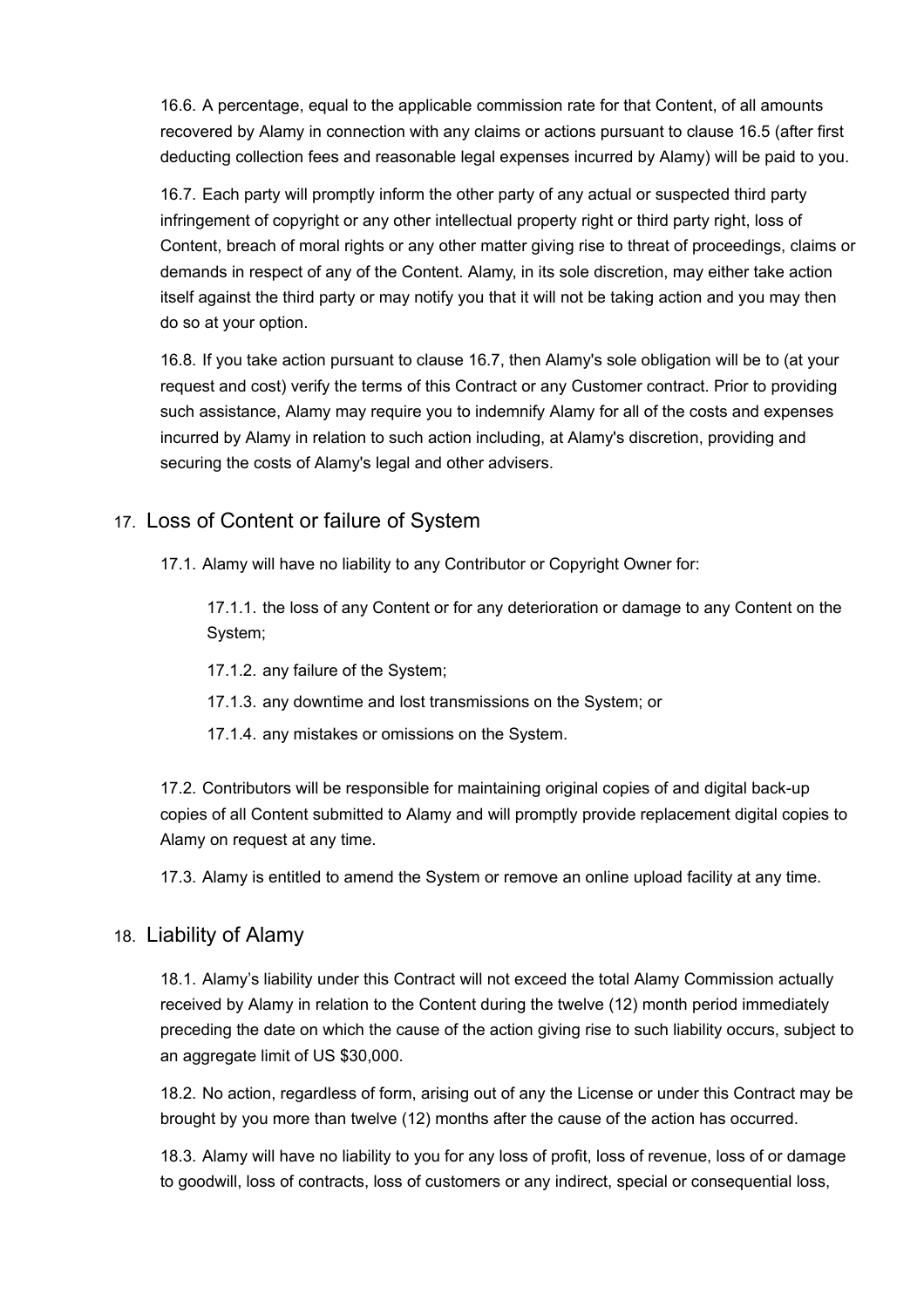16.6. A percentage, equal to the applicable commission rate for that Content, of all amounts recovered by Alamy in connection with any claims or actions pursuant to clause 16.5 (after first deducting collection fees and reasonable legal expenses incurred by Alamy) will be paid to you.

16.7. Each party will promptly inform the other party of any actual or suspected third party infringement of copyright or any other intellectual property right or third party right, loss of Content, breach of moral rights or any other matter giving rise to threat of proceedings, claims or demands in respect of any of the Content. Alamy, in its sole discretion, may either take action itself against the third party or may notify you that it will not be taking action and you may then do so at your option.

16.8. If you take action pursuant to clause 16.7, then Alamy's sole obligation will be to (at your request and cost) verify the terms of this Contract or any Customer contract. Prior to providing such assistance, Alamy may require you to indemnify Alamy for all of the costs and expenses incurred by Alamy in relation to such action including, at Alamy's discretion, providing and securing the costs of Alamy's legal and other advisers.

## 17. Loss of Content or failure of System

17.1. Alamy will have no liability to any Contributor or Copyright Owner for:

17.1.1. the loss of any Content or for any deterioration or damage to any Content on the System;

17.1.2. any failure of the System;

17.1.3. any downtime and lost transmissions on the System; or

17.1.4. any mistakes or omissions on the System.

17.2. Contributors will be responsible for maintaining original copies of and digital back-up copies of all Content submitted to Alamy and will promptly provide replacement digital copies to Alamy on request at any time.

17.3. Alamy is entitled to amend the System or remove an online upload facility at any time.

## 18. Liability of Alamy

18.1. Alamy's liability under this Contract will not exceed the total Alamy Commission actually received by Alamy in relation to the Content during the twelve (12) month period immediately preceding the date on which the cause of the action giving rise to such liability occurs, subject to an aggregate limit of US $30,000.

18.2. No action, regardless of form, arising out of any the License or under this Contract may be brought by you more than twelve (12) months after the cause of the action has occurred.

18.3. Alamy will have no liability to you for any loss of profit, loss of revenue, loss of or damage to goodwill, loss of contracts, loss of customers or any indirect, special or consequential loss,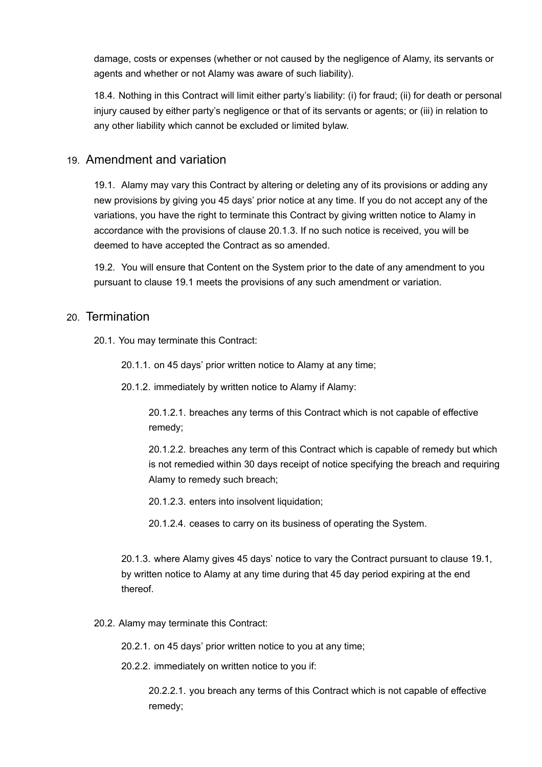damage, costs or expenses (whether or not caused by the negligence of Alamy, its servants or agents and whether or not Alamy was aware of such liability).

18.4. Nothing in this Contract will limit either party's liability: (i) for fraud; (ii) for death or personal injury caused by either party's negligence or that of its servants or agents; or (iii) in relation to any other liability which cannot be excluded or limited bylaw.

## 19. Amendment and variation

19.1. Alamy may vary this Contract by altering or deleting any of its provisions or adding any new provisions by giving you 45 days' prior notice at any time. If you do not accept any of the variations, you have the right to terminate this Contract by giving written notice to Alamy in accordance with the provisions of clause 20.1.3. If no such notice is received, you will be deemed to have accepted the Contract as so amended.

19.2. You will ensure that Content on the System prior to the date of any amendment to you pursuant to clause 19.1 meets the provisions of any such amendment or variation.

## 20. Termination

20.1. You may terminate this Contract:

20.1.1. on 45 days' prior written notice to Alamy at any time;

20.1.2. immediately by written notice to Alamy if Alamy:

20.1.2.1. breaches any terms of this Contract which is not capable of effective remedy;

20.1.2.2. breaches any term of this Contract which is capable of remedy but which is not remedied within 30 days receipt of notice specifying the breach and requiring Alamy to remedy such breach;

20.1.2.3. enters into insolvent liquidation;

20.1.2.4. ceases to carry on its business of operating the System.

20.1.3. where Alamy gives 45 days' notice to vary the Contract pursuant to clause 19.1, by written notice to Alamy at any time during that 45 day period expiring at the end thereof.

20.2. Alamy may terminate this Contract:

20.2.1. on 45 days' prior written notice to you at any time;

20.2.2. immediately on written notice to you if:

20.2.2.1. you breach any terms of this Contract which is not capable of effective remedy;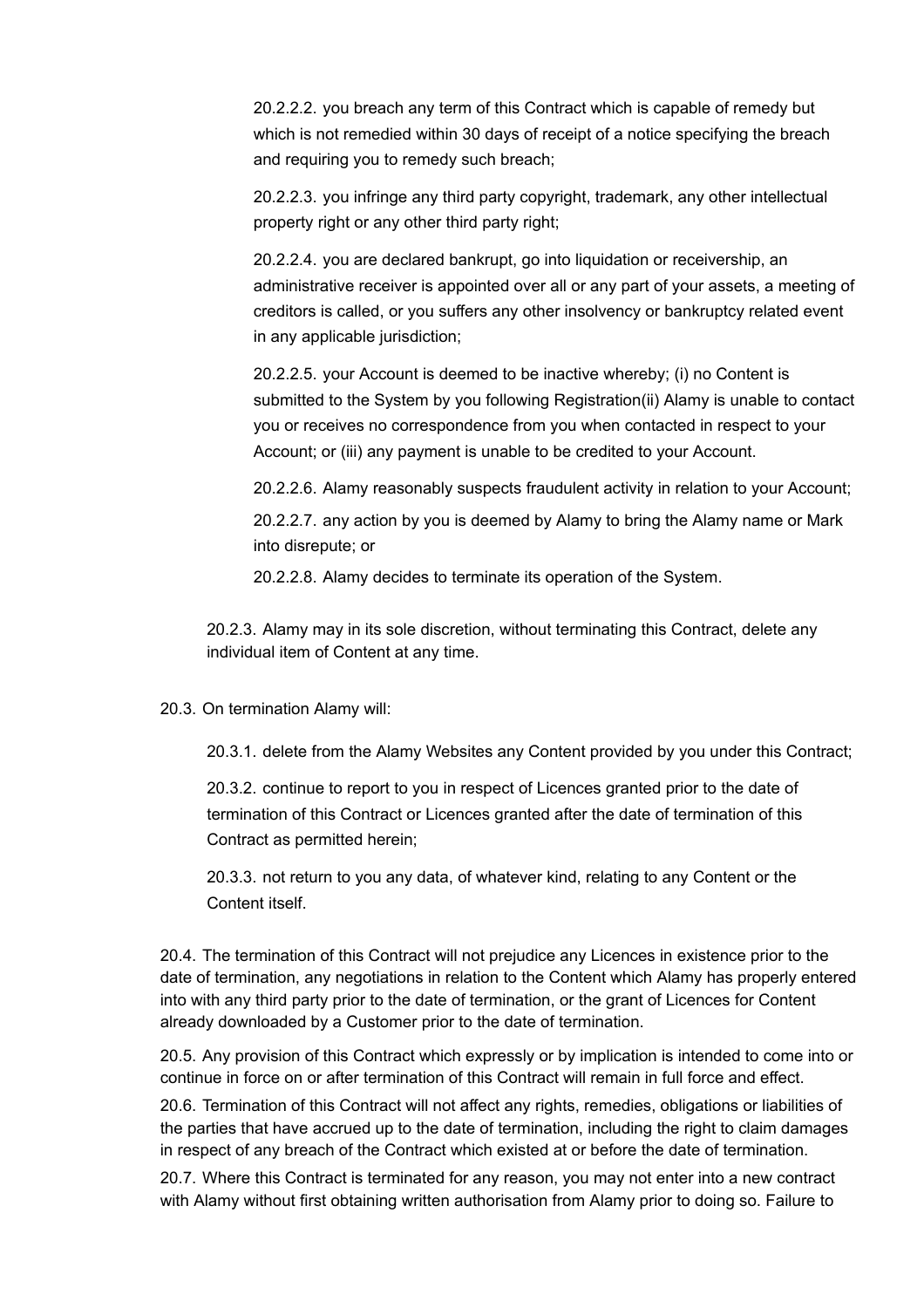20.2.2.2. you breach any term of this Contract which is capable of remedy but which is not remedied within 30 days of receipt of a notice specifying the breach and requiring you to remedy such breach;

20.2.2.3. you infringe any third party copyright, trademark, any other intellectual property right or any other third party right;

20.2.2.4. you are declared bankrupt, go into liquidation or receivership, an administrative receiver is appointed over all or any part of your assets, a meeting of creditors is called, or you suffers any other insolvency or bankruptcy related event in any applicable jurisdiction;

20.2.2.5. your Account is deemed to be inactive whereby; (i) no Content is submitted to the System by you following Registration(ii) Alamy is unable to contact you or receives no correspondence from you when contacted in respect to your Account; or (iii) any payment is unable to be credited to your Account.

20.2.2.6. Alamy reasonably suspects fraudulent activity in relation to your Account;

20.2.2.7. any action by you is deemed by Alamy to bring the Alamy name or Mark into disrepute; or

20.2.2.8. Alamy decides to terminate its operation of the System.

20.2.3. Alamy may in its sole discretion, without terminating this Contract, delete any individual item of Content at any time.

20.3. On termination Alamy will:

20.3.1. delete from the Alamy Websites any Content provided by you under this Contract;

20.3.2. continue to report to you in respect of Licences granted prior to the date of termination of this Contract or Licences granted after the date of termination of this Contract as permitted herein;

20.3.3. not return to you any data, of whatever kind, relating to any Content or the Content itself.

20.4. The termination of this Contract will not prejudice any Licences in existence prior to the date of termination, any negotiations in relation to the Content which Alamy has properly entered into with any third party prior to the date of termination, or the grant of Licences for Content already downloaded by a Customer prior to the date of termination.

20.5. Any provision of this Contract which expressly or by implication is intended to come into or continue in force on or after termination of this Contract will remain in full force and effect.

20.6. Termination of this Contract will not affect any rights, remedies, obligations or liabilities of the parties that have accrued up to the date of termination, including the right to claim damages in respect of any breach of the Contract which existed at or before the date of termination.

20.7. Where this Contract is terminated for any reason, you may not enter into a new contract with Alamy without first obtaining written authorisation from Alamy prior to doing so. Failure to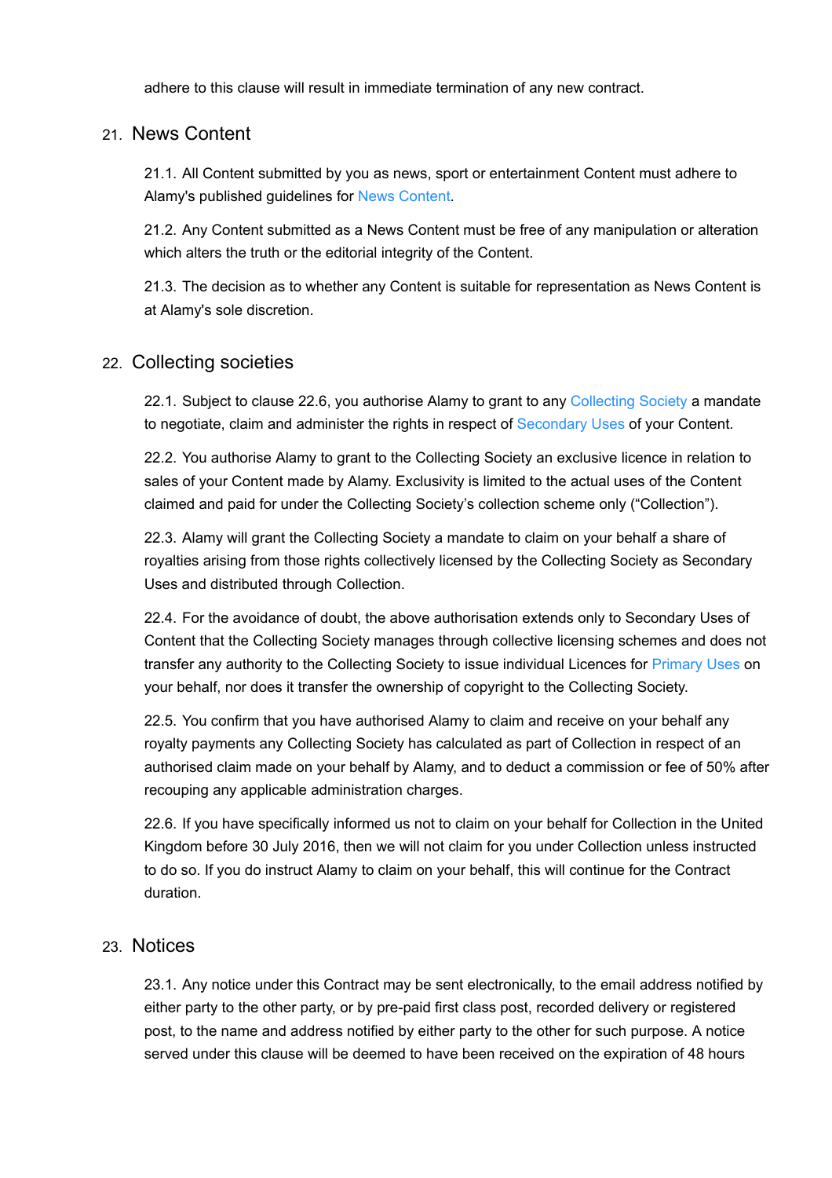adhere to this clause will result in immediate termination of any new contract.

## 21. News Content

21.1. All Content submitted by you as news, sport or entertainment Content must adhere to Alamy's published guidelines for News Content.

21.2. Any Content submitted as a News Content must be free of any manipulation or alteration which alters the truth or the editorial integrity of the Content.

21.3. The decision as to whether any Content is suitable for representation as News Content is at Alamy's sole discretion.

## 22. Collecting societies

22.1. Subject to clause 22.6, you authorise Alamy to grant to any Collecting Society a mandate to negotiate, claim and administer the rights in respect of Secondary Uses of your Content.

22.2. You authorise Alamy to grant to the Collecting Society an exclusive licence in relation to sales of your Content made by Alamy. Exclusivity is limited to the actual uses of the Content claimed and paid for under the Collecting Society's collection scheme only ("Collection").

22.3. Alamy will grant the Collecting Society a mandate to claim on your behalf a share of royalties arising from those rights collectively licensed by the Collecting Society as Secondary Uses and distributed through Collection.

22.4. For the avoidance of doubt, the above authorisation extends only to Secondary Uses of Content that the Collecting Society manages through collective licensing schemes and does not transfer any authority to the Collecting Society to issue individual Licences for Primary Uses on your behalf, nor does it transfer the ownership of copyright to the Collecting Society.

22.5. You confirm that you have authorised Alamy to claim and receive on your behalf any royalty payments any Collecting Society has calculated as part of Collection in respect of an authorised claim made on your behalf by Alamy, and to deduct a commission or fee of 50% after recouping any applicable administration charges.

22.6. If you have specifically informed us not to claim on your behalf for Collection in the United Kingdom before 30 July 2016, then we will not claim for you under Collection unless instructed to do so. If you do instruct Alamy to claim on your behalf, this will continue for the Contract duration.

## 23. Notices

23.1. Any notice under this Contract may be sent electronically, to the email address notified by either party to the other party, or by pre-paid first class post, recorded delivery or registered post, to the name and address notified by either party to the other for such purpose. A notice served under this clause will be deemed to have been received on the expiration of 48 hours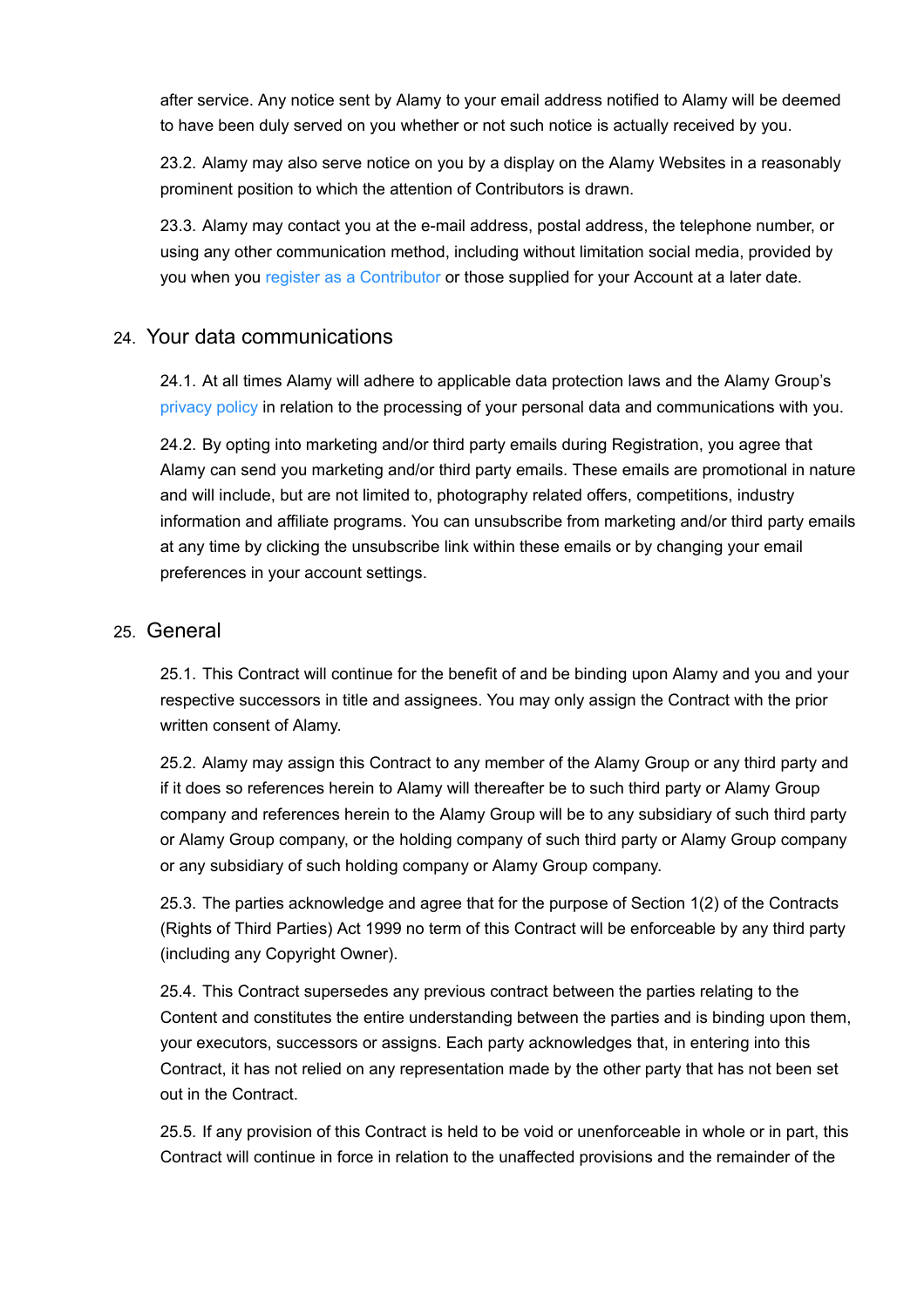after service. Any notice sent by Alamy to your email address notified to Alamy will be deemed to have been duly served on you whether or not such notice is actually received by you.

23.2. Alamy may also serve notice on you by a display on the Alamy Websites in a reasonably prominent position to which the attention of Contributors is drawn.

23.3. Alamy may contact you at the e-mail address, postal address, the telephone number, or using any other communication method, including without limitation social media, provided by you when you register as a Contributor or those supplied for your Account at a later date.

## 24. Your data communications

24.1. At all times Alamy will adhere to applicable data protection laws and the Alamy Group's privacy policy in relation to the processing of your personal data and communications with you.

24.2. By opting into marketing and/or third party emails during Registration, you agree that Alamy can send you marketing and/or third party emails. These emails are promotional in nature and will include, but are not limited to, photography related offers, competitions, industry information and affiliate programs. You can unsubscribe from marketing and/or third party emails at any time by clicking the unsubscribe link within these emails or by changing your email preferences in your account settings.

## 25. General

25.1. This Contract will continue for the benefit of and be binding upon Alamy and you and your respective successors in title and assignees. You may only assign the Contract with the prior written consent of Alamy.

25.2. Alamy may assign this Contract to any member of the Alamy Group or any third party and if it does so references herein to Alamy will thereafter be to such third party or Alamy Group company and references herein to the Alamy Group will be to any subsidiary of such third party or Alamy Group company, or the holding company of such third party or Alamy Group company or any subsidiary of such holding company or Alamy Group company.

25.3. The parties acknowledge and agree that for the purpose of Section 1(2) of the Contracts (Rights of Third Parties) Act 1999 no term of this Contract will be enforceable by any third party (including any Copyright Owner).

25.4. This Contract supersedes any previous contract between the parties relating to the Content and constitutes the entire understanding between the parties and is binding upon them, your executors, successors or assigns. Each party acknowledges that, in entering into this Contract, it has not relied on any representation made by the other party that has not been set out in the Contract.

25.5. If any provision of this Contract is held to be void or unenforceable in whole or in part, this Contract will continue in force in relation to the unaffected provisions and the remainder of the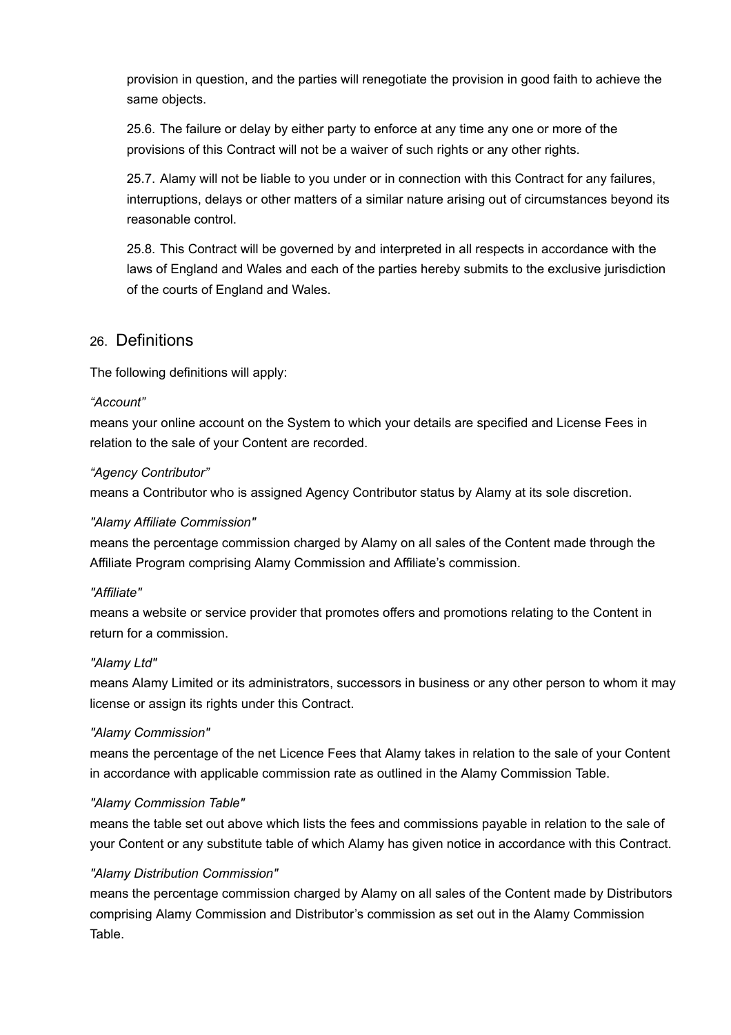provision in question, and the parties will renegotiate the provision in good faith to achieve the same objects.

25.6. The failure or delay by either party to enforce at any time any one or more of the provisions of this Contract will not be a waiver of such rights or any other rights.

25.7. Alamy will not be liable to you under or in connection with this Contract for any failures, interruptions, delays or other matters of a similar nature arising out of circumstances beyond its reasonable control.

25.8. This Contract will be governed by and interpreted in all respects in accordance with the laws of England and Wales and each of the parties hereby submits to the exclusive jurisdiction of the courts of England and Wales.

## 26. Definitions

The following definitions will apply:

*“Account”*
means your online account on the System to which your details are specified and License Fees in relation to the sale of your Content are recorded.

*“Agency Contributor”*
means a Contributor who is assigned Agency Contributor status by Alamy at its sole discretion.

*"Alamy Affiliate Commission"*
means the percentage commission charged by Alamy on all sales of the Content made through the Affiliate Program comprising Alamy Commission and Affiliate’s commission.

*"Affiliate"*
means a website or service provider that promotes offers and promotions relating to the Content in return for a commission.

*"Alamy Ltd"*
means Alamy Limited or its administrators, successors in business or any other person to whom it may license or assign its rights under this Contract.

*"Alamy Commission"*
means the percentage of the net Licence Fees that Alamy takes in relation to the sale of your Content in accordance with applicable commission rate as outlined in the Alamy Commission Table.

*"Alamy Commission Table"*
means the table set out above which lists the fees and commissions payable in relation to the sale of your Content or any substitute table of which Alamy has given notice in accordance with this Contract.

*"Alamy Distribution Commission"*
means the percentage commission charged by Alamy on all sales of the Content made by Distributors comprising Alamy Commission and Distributor’s commission as set out in the Alamy Commission Table.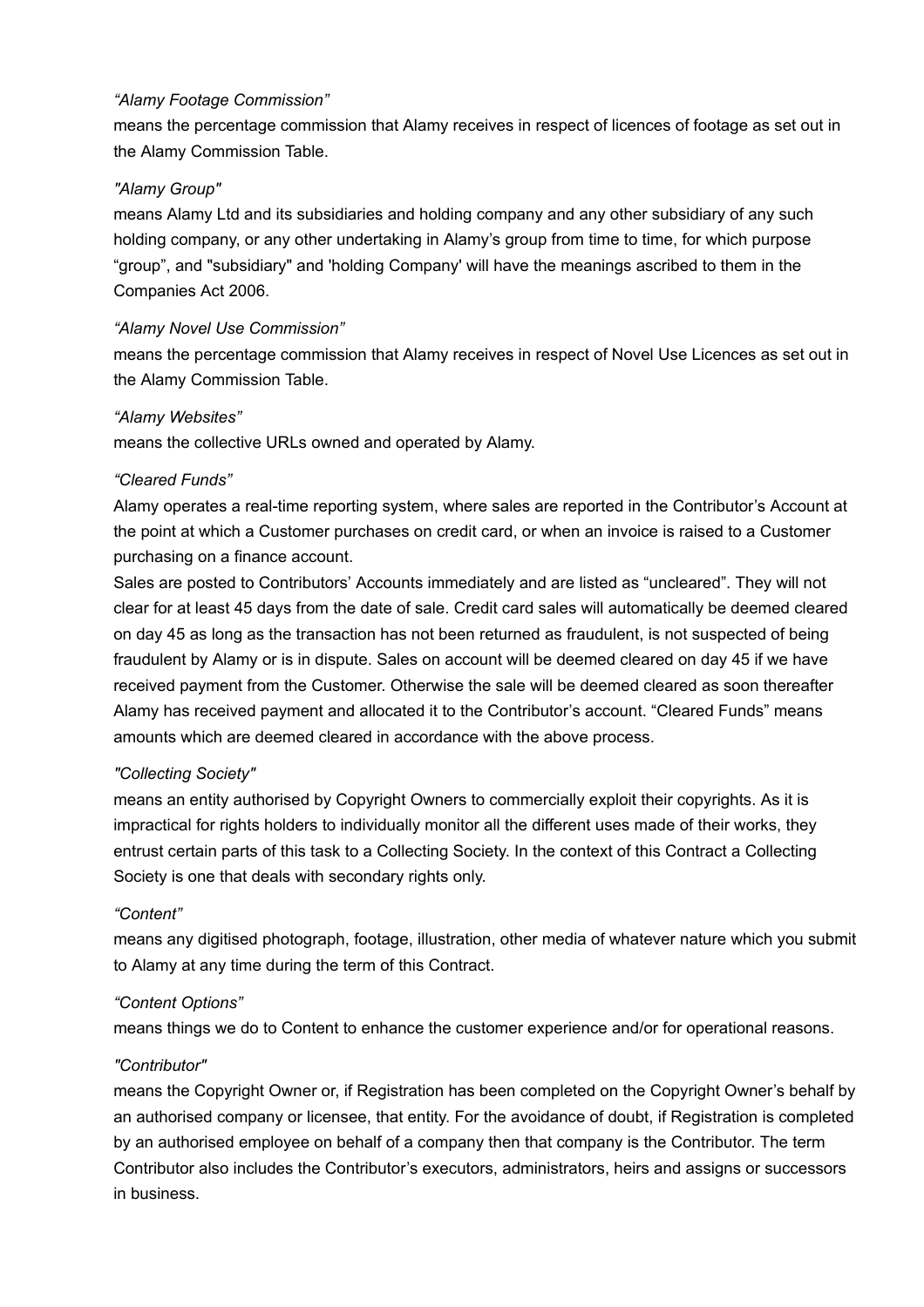*“Alamy Footage Commission”*
means the percentage commission that Alamy receives in respect of licences of footage as set out in the Alamy Commission Table.

*"Alamy Group"*
means Alamy Ltd and its subsidiaries and holding company and any other subsidiary of any such holding company, or any other undertaking in Alamy’s group from time to time, for which purpose “group”, and "subsidiary" and 'holding Company' will have the meanings ascribed to them in the Companies Act 2006.

*“Alamy Novel Use Commission”*
means the percentage commission that Alamy receives in respect of Novel Use Licences as set out in the Alamy Commission Table.

*“Alamy Websites”*
means the collective URLs owned and operated by Alamy.

*“Cleared Funds”*
Alamy operates a real-time reporting system, where sales are reported in the Contributor’s Account at the point at which a Customer purchases on credit card, or when an invoice is raised to a Customer purchasing on a finance account.
Sales are posted to Contributors’ Accounts immediately and are listed as “uncleared”. They will not clear for at least 45 days from the date of sale. Credit card sales will automatically be deemed cleared on day 45 as long as the transaction has not been returned as fraudulent, is not suspected of being fraudulent by Alamy or is in dispute. Sales on account will be deemed cleared on day 45 if we have received payment from the Customer. Otherwise the sale will be deemed cleared as soon thereafter Alamy has received payment and allocated it to the Contributor’s account. “Cleared Funds” means amounts which are deemed cleared in accordance with the above process.

*"Collecting Society"*
means an entity authorised by Copyright Owners to commercially exploit their copyrights. As it is impractical for rights holders to individually monitor all the different uses made of their works, they entrust certain parts of this task to a Collecting Society. In the context of this Contract a Collecting Society is one that deals with secondary rights only.

*“Content”*
means any digitised photograph, footage, illustration, other media of whatever nature which you submit to Alamy at any time during the term of this Contract.

*“Content Options”*
means things we do to Content to enhance the customer experience and/or for operational reasons.

*"Contributor"*
means the Copyright Owner or, if Registration has been completed on the Copyright Owner’s behalf by an authorised company or licensee, that entity. For the avoidance of doubt, if Registration is completed by an authorised employee on behalf of a company then that company is the Contributor. The term Contributor also includes the Contributor’s executors, administrators, heirs and assigns or successors in business.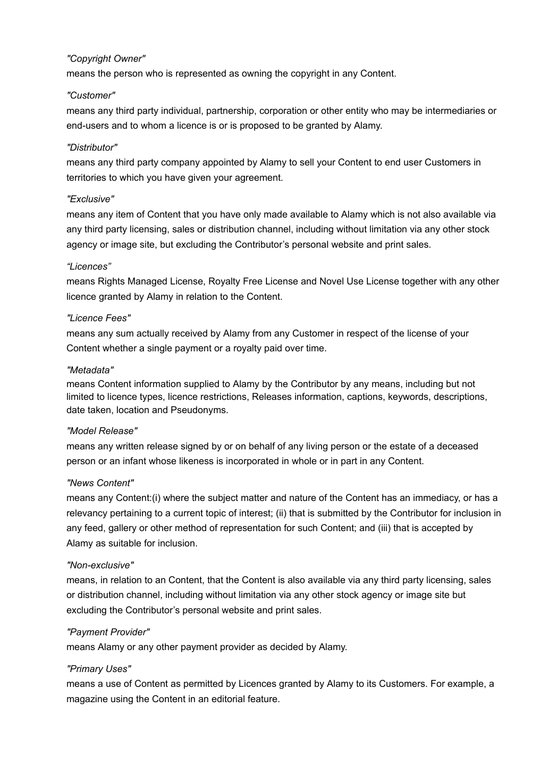*"Copyright Owner"*

means the person who is represented as owning the copyright in any Content.

*"Customer"*

means any third party individual, partnership, corporation or other entity who may be intermediaries or end-users and to whom a licence is or is proposed to be granted by Alamy.

*"Distributor"*

means any third party company appointed by Alamy to sell your Content to end user Customers in territories to which you have given your agreement.

*"Exclusive"*

means any item of Content that you have only made available to Alamy which is not also available via any third party licensing, sales or distribution channel, including without limitation via any other stock agency or image site, but excluding the Contributor's personal website and print sales.

*"Licences"*

means Rights Managed License, Royalty Free License and Novel Use License together with any other licence granted by Alamy in relation to the Content.

*"Licence Fees"*

means any sum actually received by Alamy from any Customer in respect of the license of your Content whether a single payment or a royalty paid over time.

*"Metadata"*

means Content information supplied to Alamy by the Contributor by any means, including but not limited to licence types, licence restrictions, Releases information, captions, keywords, descriptions, date taken, location and Pseudonyms.

*"Model Release"*

means any written release signed by or on behalf of any living person or the estate of a deceased person or an infant whose likeness is incorporated in whole or in part in any Content.

*"News Content"*

means any Content:(i) where the subject matter and nature of the Content has an immediacy, or has a relevancy pertaining to a current topic of interest; (ii) that is submitted by the Contributor for inclusion in any feed, gallery or other method of representation for such Content; and (iii) that is accepted by Alamy as suitable for inclusion.

*"Non-exclusive"*

means, in relation to an Content, that the Content is also available via any third party licensing, sales or distribution channel, including without limitation via any other stock agency or image site but excluding the Contributor's personal website and print sales.

*"Payment Provider"*

means Alamy or any other payment provider as decided by Alamy.

*"Primary Uses"*

means a use of Content as permitted by Licences granted by Alamy to its Customers. For example, a magazine using the Content in an editorial feature.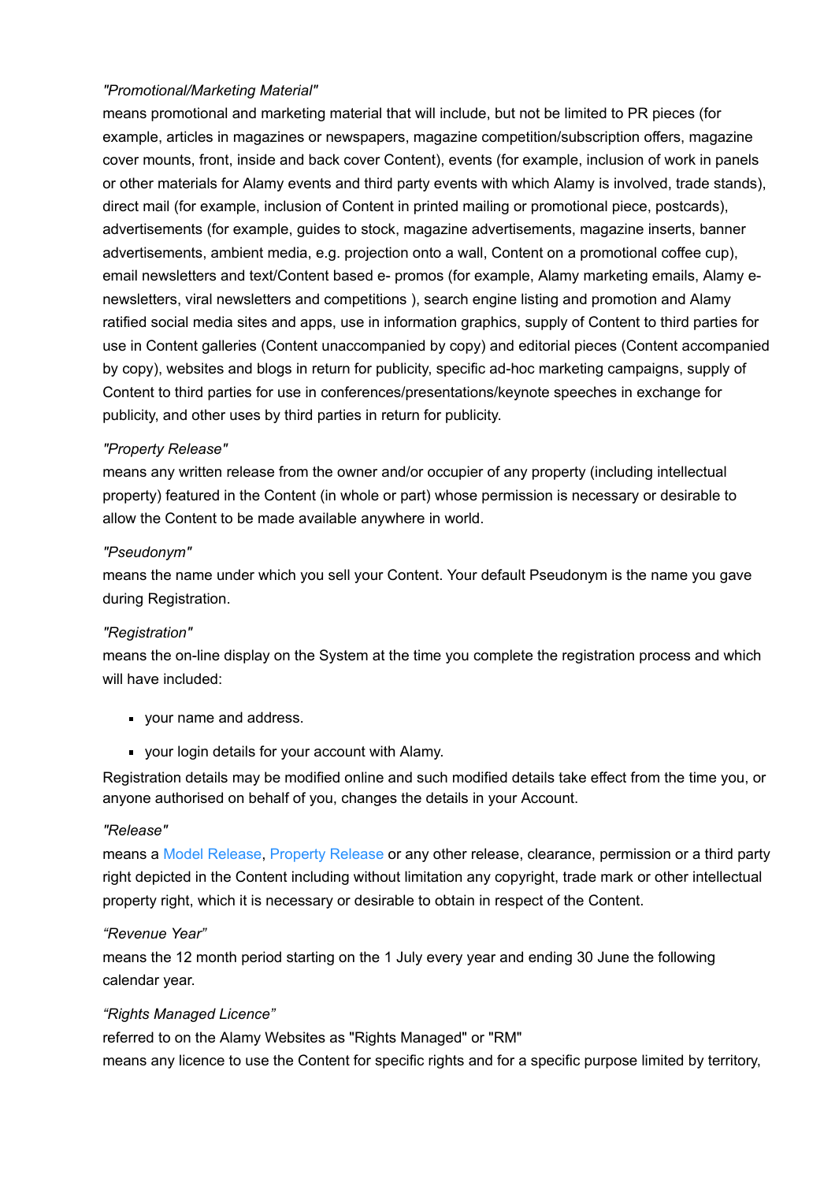*"Promotional/Marketing Material"*

means promotional and marketing material that will include, but not be limited to PR pieces (for example, articles in magazines or newspapers, magazine competition/subscription offers, magazine cover mounts, front, inside and back cover Content), events (for example, inclusion of work in panels or other materials for Alamy events and third party events with which Alamy is involved, trade stands), direct mail (for example, inclusion of Content in printed mailing or promotional piece, postcards), advertisements (for example, guides to stock, magazine advertisements, magazine inserts, banner advertisements, ambient media, e.g. projection onto a wall, Content on a promotional coffee cup), email newsletters and text/Content based e- promos (for example, Alamy marketing emails, Alamy e-newsletters, viral newsletters and competitions ), search engine listing and promotion and Alamy ratified social media sites and apps, use in information graphics, supply of Content to third parties for use in Content galleries (Content unaccompanied by copy) and editorial pieces (Content accompanied by copy), websites and blogs in return for publicity, specific ad-hoc marketing campaigns, supply of Content to third parties for use in conferences/presentations/keynote speeches in exchange for publicity, and other uses by third parties in return for publicity.

*"Property Release"*

means any written release from the owner and/or occupier of any property (including intellectual property) featured in the Content (in whole or part) whose permission is necessary or desirable to allow the Content to be made available anywhere in world.

*"Pseudonym"*

means the name under which you sell your Content. Your default Pseudonym is the name you gave during Registration.

*"Registration"*

means the on-line display on the System at the time you complete the registration process and which will have included:

- your name and address.
- your login details for your account with Alamy.

Registration details may be modified online and such modified details take effect from the time you, or anyone authorised on behalf of you, changes the details in your Account.

*"Release"*

means a Model Release, Property Release or any other release, clearance, permission or a third party right depicted in the Content including without limitation any copyright, trade mark or other intellectual property right, which it is necessary or desirable to obtain in respect of the Content.

*“Revenue Year”*

means the 12 month period starting on the 1 July every year and ending 30 June the following calendar year.

*“Rights Managed Licence”*

referred to on the Alamy Websites as "Rights Managed" or "RM"

means any licence to use the Content for specific rights and for a specific purpose limited by territory,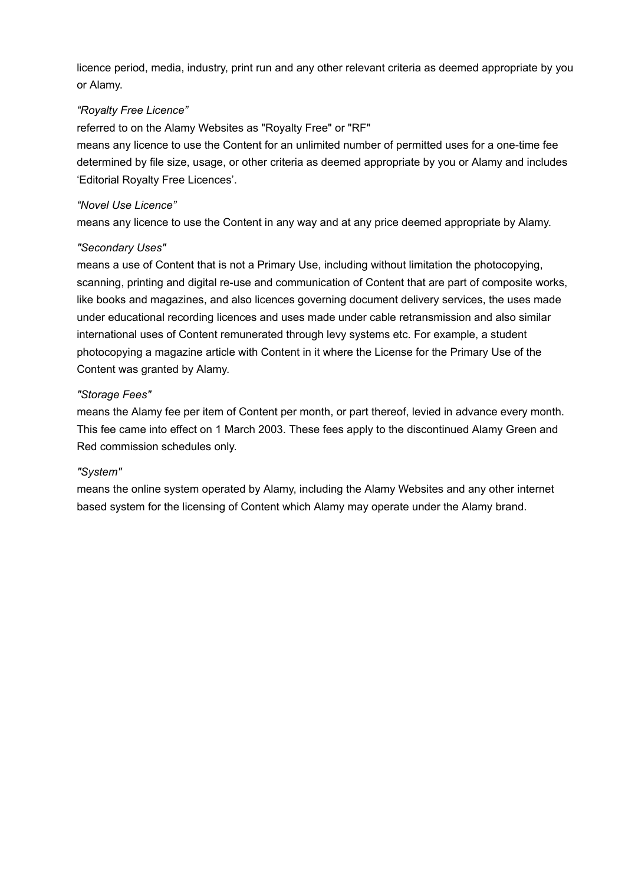licence period, media, industry, print run and any other relevant criteria as deemed appropriate by you or Alamy.

*"Royalty Free Licence"*

referred to on the Alamy Websites as "Royalty Free" or "RF"

means any licence to use the Content for an unlimited number of permitted uses for a one-time fee determined by file size, usage, or other criteria as deemed appropriate by you or Alamy and includes 'Editorial Royalty Free Licences'.

*"Novel Use Licence"*

means any licence to use the Content in any way and at any price deemed appropriate by Alamy.

*"Secondary Uses"*

means a use of Content that is not a Primary Use, including without limitation the photocopying, scanning, printing and digital re-use and communication of Content that are part of composite works, like books and magazines, and also licences governing document delivery services, the uses made under educational recording licences and uses made under cable retransmission and also similar international uses of Content remunerated through levy systems etc. For example, a student photocopying a magazine article with Content in it where the License for the Primary Use of the Content was granted by Alamy.

*"Storage Fees"*

means the Alamy fee per item of Content per month, or part thereof, levied in advance every month. This fee came into effect on 1 March 2003. These fees apply to the discontinued Alamy Green and Red commission schedules only.

*"System"*

means the online system operated by Alamy, including the Alamy Websites and any other internet based system for the licensing of Content which Alamy may operate under the Alamy brand.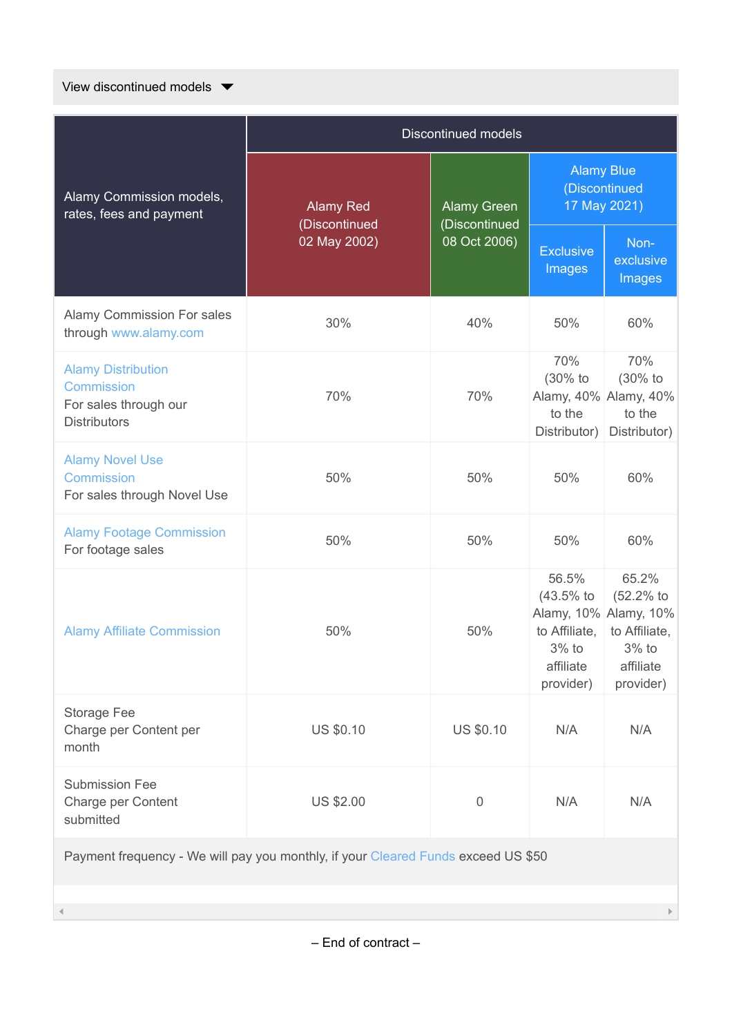View discontinued models ▼

| Alamy Commission models, rates, fees and payment | Discontinued models | | | |
|---|---|---|---|---|
| | Alamy Red (Discontinued 02 May 2002) | Alamy Green (Discontinued 08 Oct 2006) | Alamy Blue (Discontinued 17 May 2021) | |
| | | | Exclusive Images | Non-exclusive Images |
| Alamy Commission For sales through www.alamy.com | 30% | 40% | 50% | 60% |
| Alamy Distribution Commission For sales through our Distributors | 70% | 70% | 70% (30% to Alamy, 40% to the Distributor) | 70% (30% to Alamy, 40% to the Distributor) |
| Alamy Novel Use Commission For sales through Novel Use | 50% | 50% | 50% | 60% |
| Alamy Footage Commission For footage sales | 50% | 50% | 50% | 60% |
| Alamy Affiliate Commission | 50% | 50% | 56.5% (43.5% to Alamy, 10% to Affiliate, 3% to affiliate provider) | 65.2% (52.2% to Alamy, 10% to Affiliate, 3% to affiliate provider) |
| Storage Fee Charge per Content per month | US $0.10 | US $0.10 | N/A | N/A |
| Submission Fee Charge per Content submitted | US $2.00 | 0 | N/A | N/A |
| Payment frequency - We will pay you monthly, if your Cleared Funds exceed US $50 | | | | |

– End of contract –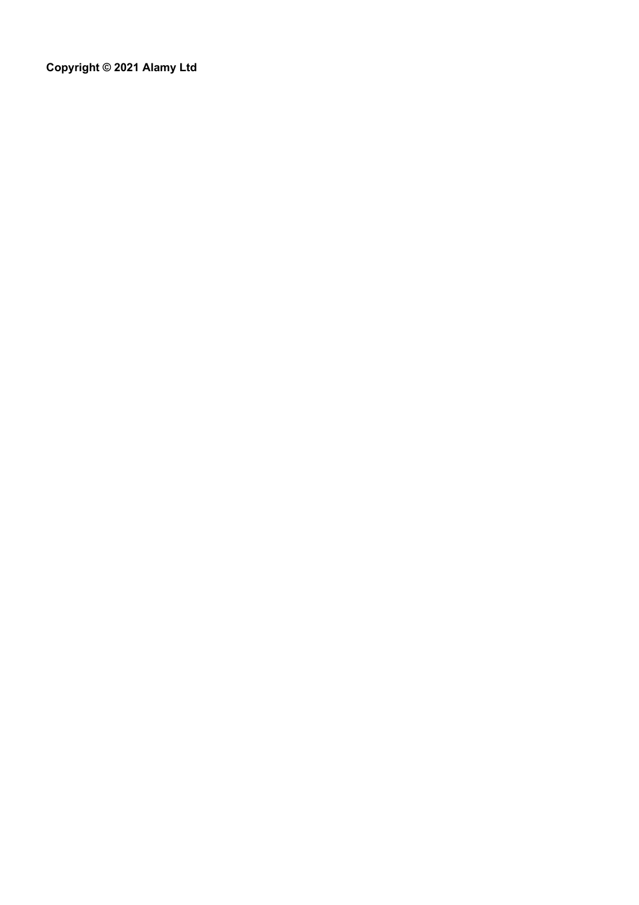**Copyright © 2021 Alamy Ltd**